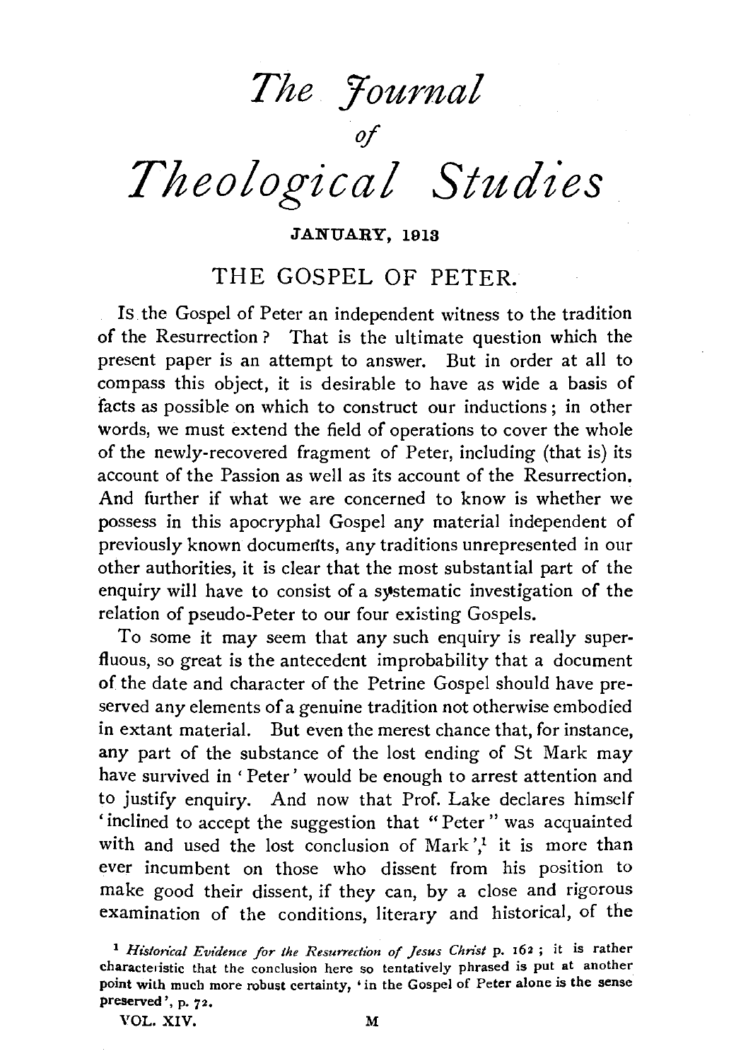# *The Journal of Theological Studies*

**JANUARY, 1913**

## THE GOSPEL OF PETER.

Is the Gospel of Peter an independent witness to the tradition of the Resurrection? That is the ultimate question which the present paper is an attempt to answer. But in order at all to compass this object, it is desirable to have as wide a basis of facts as possible on which to construct our inductions; in other words, we must extend the field of operations to cover the whole of the newly-recovered fragment of Peter, including (that is) its account of the Passion as well as its account of the Resurrection. And further if what we are concerned to know is whether we possess in this apocryphal Gospel any material independent of previously known documents, any traditions unrepresented in our other authorities, it is clear that the most substantial part of the enquiry will have to consist of a systematic investigation of the relation of pseudo-Peter to our four existing Gospels.

To some it may seem that any such enquiry is really superfluous, so great is the antecedent improbability that a document of the date and character of the Petrine Gospel should have preserved any elements of a genuine tradition not otherwise embodied in extant material. But even the merest chance that, for instance, any part of the substance of the lost ending of St Mark may have survived in 'Peter' would be enough to arrest attention and to justify enquiry. And now that Prof. Lake declares himself 'inclined to accept the suggestion that "Peter" was acquainted with and used the lost conclusion of Mark',[1] it is more than ever incumbent on those who dissent from his position to make good their dissent, if they can, by a close and rigorous examination of the conditions, literary and historical, of the

[1] *Historical Evidence for the Resurrection of Jesus Christ* p. 162; it is rather characteristic that the conclusion here so tentatively phrased is put at another point with much more robust certainty, 'in the Gospel of Peter alone is the sense preserved', p. 72.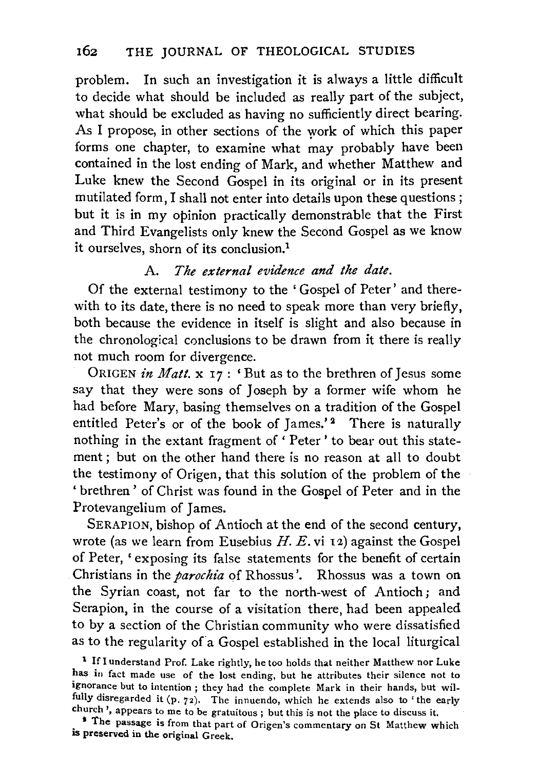problem. In such an investigation it is always a little difficult to decide what should be included as really part of the subject, what should be excluded as having no sufficiently direct bearing. As I propose, in other sections of the work of which this paper forms one chapter, to examine what may probably have been contained in the lost ending of Mark, and whether Matthew and Luke knew the Second Gospel in its original or in its present mutilated form, I shall not enter into details upon these questions; but it is in my opinion practically demonstrable that the First and Third Evangelists only knew the Second Gospel as we know it ourselves, shorn of its conclusion.[1]

### A. *The external evidence and the date.*

Of the external testimony to the 'Gospel of Peter' and therewith to its date, there is no need to speak more than very briefly, both because the evidence in itself is slight and also because in the chronological conclusions to be drawn from it there is really not much room for divergence.

ORIGEN *in Matt.* x 17: 'But as to the brethren of Jesus some say that they were sons of Joseph by a former wife whom he had before Mary, basing themselves on a tradition of the Gospel entitled Peter's or of the book of James.'[2] There is naturally nothing in the extant fragment of 'Peter' to bear out this statement; but on the other hand there is no reason at all to doubt the testimony of Origen, that this solution of the problem of the 'brethren' of Christ was found in the Gospel of Peter and in the Protevangelium of James.

SERAPION, bishop of Antioch at the end of the second century, wrote (as we learn from Eusebius *H. E.* vi 12) against the Gospel of Peter, 'exposing its false statements for the benefit of certain Christians in the *parochia* of Rhossus'. Rhossus was a town on the Syrian coast, not far to the north-west of Antioch; and Serapion, in the course of a visitation there, had been appealed to by a section of the Christian community who were dissatisfied as to the regularity of a Gospel established in the local liturgical

[1] If I understand Prof. Lake rightly, he too holds that neither Matthew nor Luke has in fact made use of the lost ending, but he attributes their silence not to ignorance but to intention; they had the complete Mark in their hands, but wilfully disregarded it (p. 72). The innuendo, which he extends also to 'the early church', appears to me to be gratuitous; but this is not the place to discuss it.

[2] The passage is from that part of Origen's commentary on St Matthew which is preserved in the original Greek.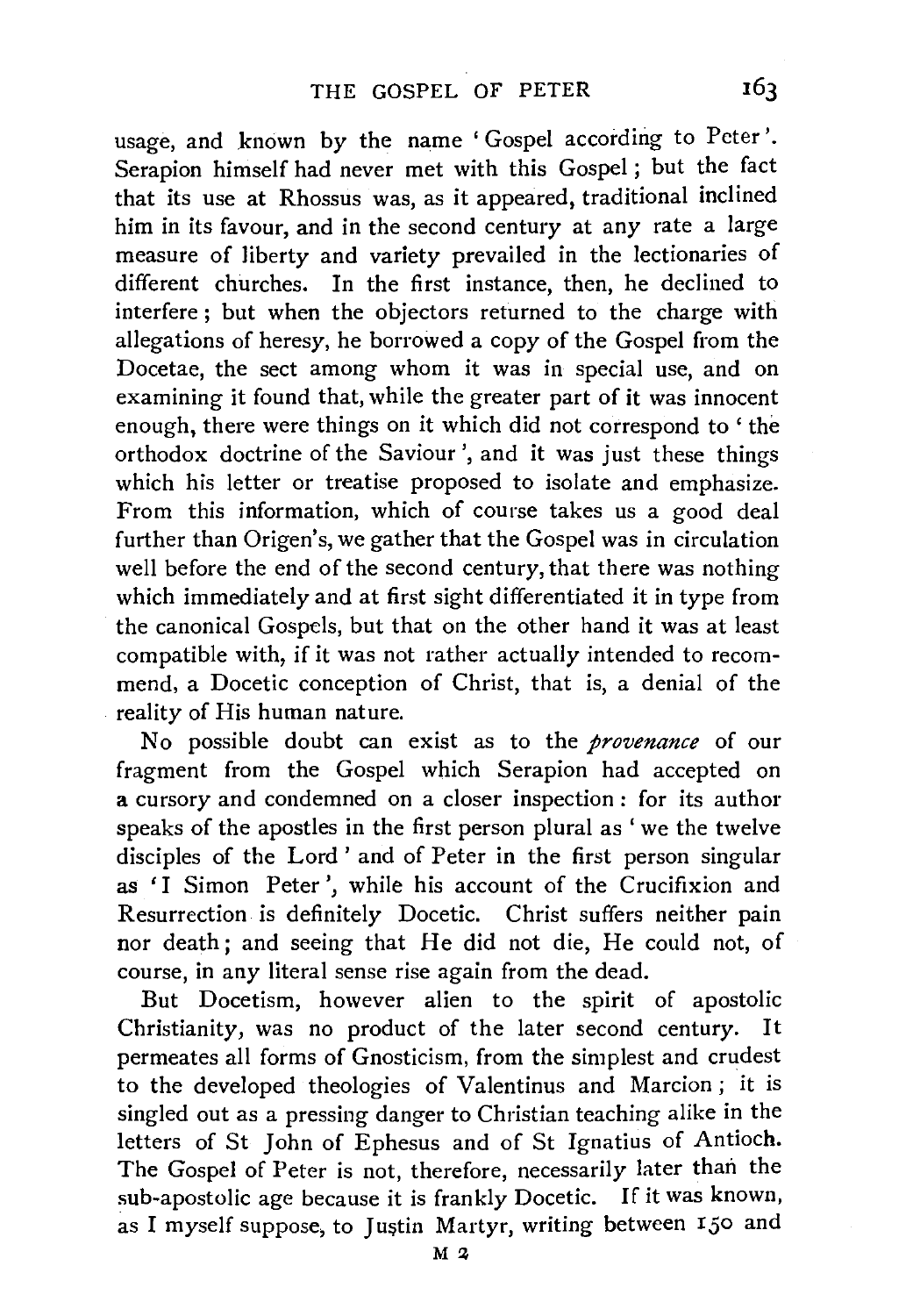usage, and known by the name 'Gospel according to Peter'. Serapion himself had never met with this Gospel; but the fact that its use at Rhossus was, as it appeared, traditional inclined him in its favour, and in the second century at any rate a large measure of liberty and variety prevailed in the lectionaries of different churches. In the first instance, then, he declined to interfere; but when the objectors returned to the charge with allegations of heresy, he borrowed a copy of the Gospel from the Docetae, the sect among whom it was in special use, and on examining it found that, while the greater part of it was innocent enough, there were things on it which did not correspond to 'the orthodox doctrine of the Saviour', and it was just these things which his letter or treatise proposed to isolate and emphasize. From this information, which of course takes us a good deal further than Origen's, we gather that the Gospel was in circulation well before the end of the second century, that there was nothing which immediately and at first sight differentiated it in type from the canonical Gospels, but that on the other hand it was at least compatible with, if it was not rather actually intended to recommend, a Docetic conception of Christ, that is, a denial of the reality of His human nature.

No possible doubt can exist as to the *provenance* of our fragment from the Gospel which Serapion had accepted on a cursory and condemned on a closer inspection: for its author speaks of the apostles in the first person plural as 'we the twelve disciples of the Lord' and of Peter in the first person singular as 'I Simon Peter', while his account of the Crucifixion and Resurrection is definitely Docetic. Christ suffers neither pain nor death; and seeing that He did not die, He could not, of course, in any literal sense rise again from the dead.

But Docetism, however alien to the spirit of apostolic Christianity, was no product of the later second century. It permeates all forms of Gnosticism, from the simplest and crudest to the developed theologies of Valentinus and Marcion; it is singled out as a pressing danger to Christian teaching alike in the letters of St John of Ephesus and of St Ignatius of Antioch. The Gospel of Peter is not, therefore, necessarily later than the sub-apostolic age because it is frankly Docetic. If it was known, as I myself suppose, to Justin Martyr, writing between 150 and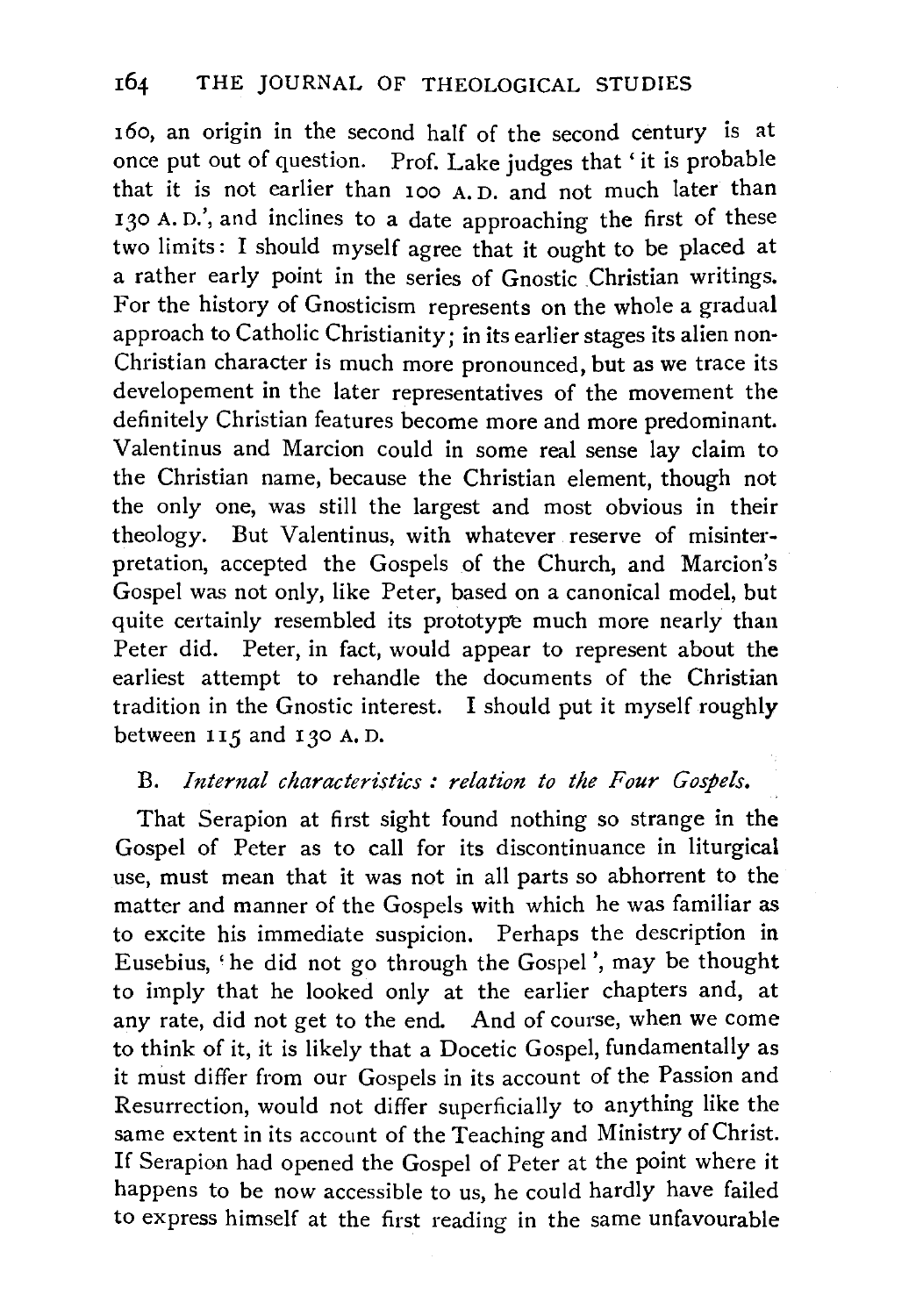160, an origin in the second half of the second century is at once put out of question. Prof. Lake judges that 'it is probable that it is not earlier than 100 A.D. and not much later than 130 A.D.', and inclines to a date approaching the first of these two limits: I should myself agree that it ought to be placed at a rather early point in the series of Gnostic Christian writings. For the history of Gnosticism represents on the whole a gradual approach to Catholic Christianity; in its earlier stages its alien non-Christian character is much more pronounced, but as we trace its developement in the later representatives of the movement the definitely Christian features become more and more predominant. Valentinus and Marcion could in some real sense lay claim to the Christian name, because the Christian element, though not the only one, was still the largest and most obvious in their theology. But Valentinus, with whatever reserve of misinterpretation, accepted the Gospels of the Church, and Marcion's Gospel was not only, like Peter, based on a canonical model, but quite certainly resembled its prototype much more nearly than Peter did. Peter, in fact, would appear to represent about the earliest attempt to rehandle the documents of the Christian tradition in the Gnostic interest. I should put it myself roughly between 115 and 130 A.D.

B. *Internal characteristics: relation to the Four Gospels.*

That Serapion at first sight found nothing so strange in the Gospel of Peter as to call for its discontinuance in liturgical use, must mean that it was not in all parts so abhorrent to the matter and manner of the Gospels with which he was familiar as to excite his immediate suspicion. Perhaps the description in Eusebius, 'he did not go through the Gospel', may be thought to imply that he looked only at the earlier chapters and, at any rate, did not get to the end. And of course, when we come to think of it, it is likely that a Docetic Gospel, fundamentally as it must differ from our Gospels in its account of the Passion and Resurrection, would not differ superficially to anything like the same extent in its account of the Teaching and Ministry of Christ. If Serapion had opened the Gospel of Peter at the point where it happens to be now accessible to us, he could hardly have failed to express himself at the first reading in the same unfavourable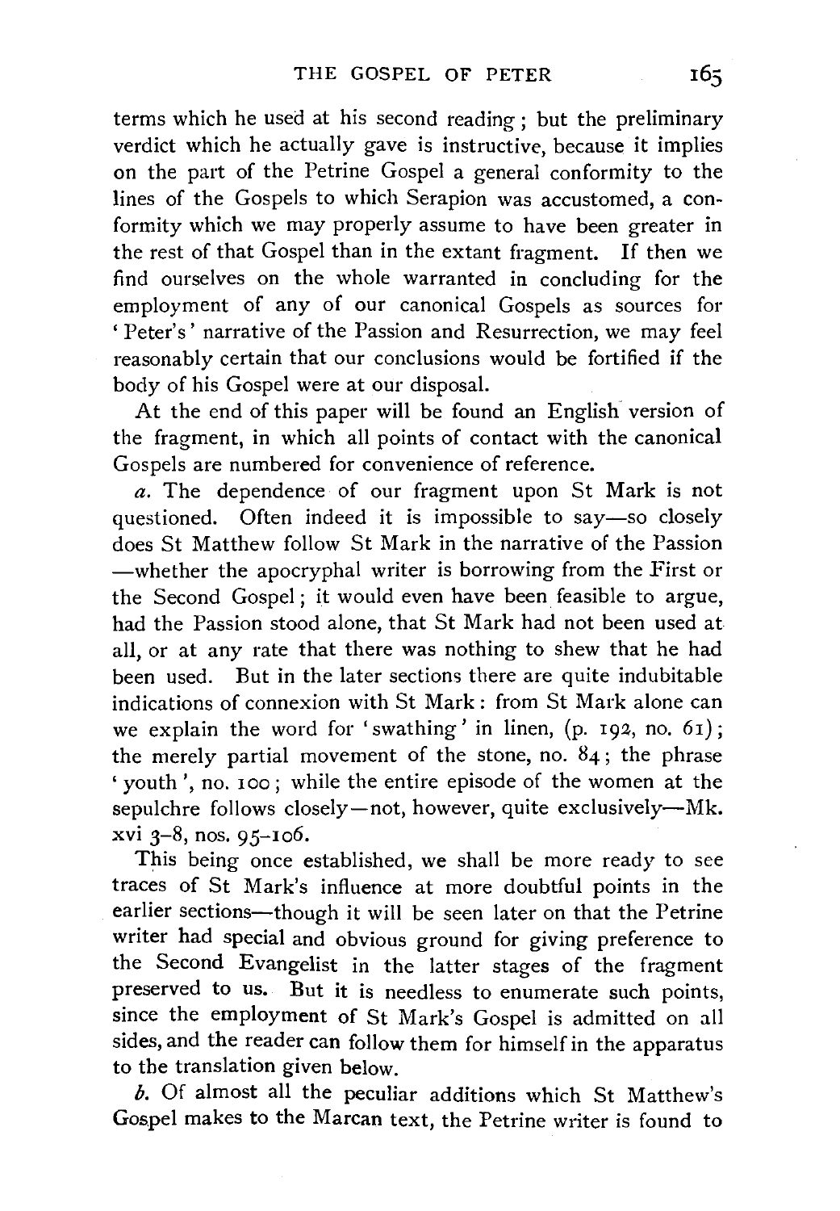terms which he used at his second reading; but the preliminary verdict which he actually gave is instructive, because it implies on the part of the Petrine Gospel a general conformity to the lines of the Gospels to which Serapion was accustomed, a conformity which we may properly assume to have been greater in the rest of that Gospel than in the extant fragment. If then we find ourselves on the whole warranted in concluding for the employment of any of our canonical Gospels as sources for 'Peter's' narrative of the Passion and Resurrection, we may feel reasonably certain that our conclusions would be fortified if the body of his Gospel were at our disposal.

At the end of this paper will be found an English version of the fragment, in which all points of contact with the canonical Gospels are numbered for convenience of reference.

*a*. The dependence of our fragment upon St Mark is not questioned. Often indeed it is impossible to say—so closely does St Matthew follow St Mark in the narrative of the Passion—whether the apocryphal writer is borrowing from the First or the Second Gospel; it would even have been feasible to argue, had the Passion stood alone, that St Mark had not been used at all, or at any rate that there was nothing to shew that he had been used. But in the later sections there are quite indubitable indications of connexion with St Mark: from St Mark alone can we explain the word for 'swathing' in linen, (p. 192, no. 61); the merely partial movement of the stone, no. 84; the phrase 'youth', no. 100; while the entire episode of the women at the sepulchre follows closely—not, however, quite exclusively—Mk. xvi 3–8, nos. 95–106.

This being once established, we shall be more ready to see traces of St Mark's influence at more doubtful points in the earlier sections—though it will be seen later on that the Petrine writer had special and obvious ground for giving preference to the Second Evangelist in the latter stages of the fragment preserved to us. But it is needless to enumerate such points, since the employment of St Mark's Gospel is admitted on all sides, and the reader can follow them for himself in the apparatus to the translation given below.

*b*. Of almost all the peculiar additions which St Matthew's Gospel makes to the Marcan text, the Petrine writer is found to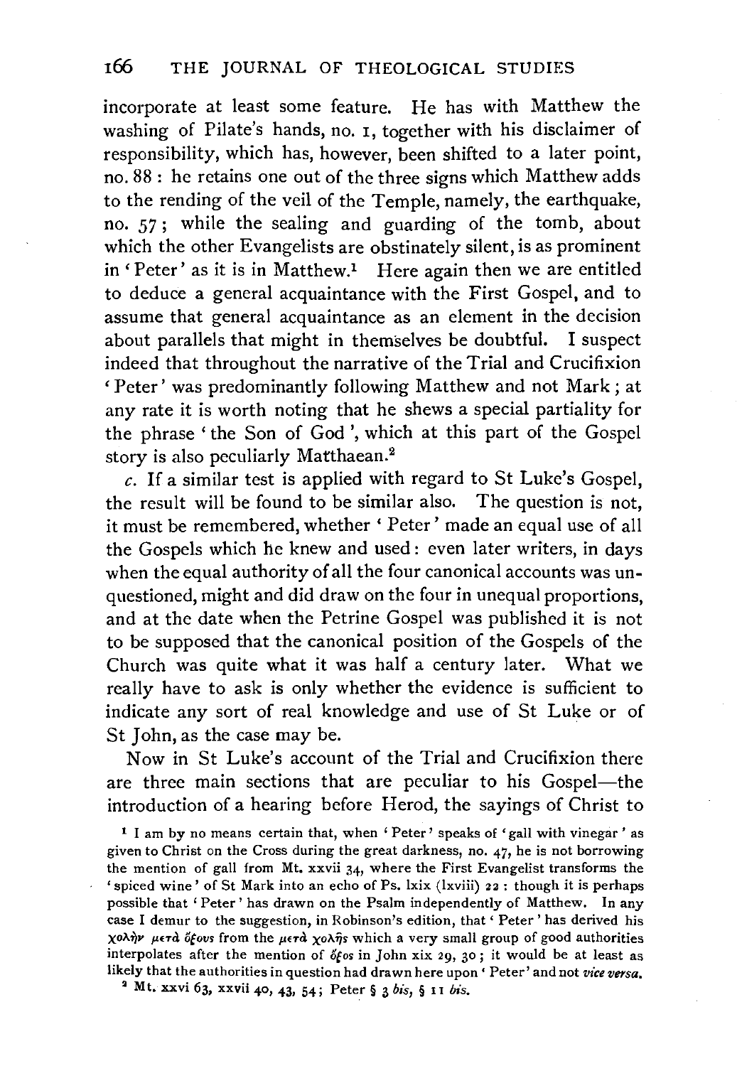incorporate at least some feature. He has with Matthew the washing of Pilate's hands, no. 1, together with his disclaimer of responsibility, which has, however, been shifted to a later point, no. 88: he retains one out of the three signs which Matthew adds to the rending of the veil of the Temple, namely, the earthquake, no. 57; while the sealing and guarding of the tomb, about which the other Evangelists are obstinately silent, is as prominent in 'Peter' as it is in Matthew.[1] Here again then we are entitled to deduce a general acquaintance with the First Gospel, and to assume that general acquaintance as an element in the decision about parallels that might in themselves be doubtful. I suspect indeed that throughout the narrative of the Trial and Crucifixion 'Peter' was predominantly following Matthew and not Mark; at any rate it is worth noting that he shews a special partiality for the phrase 'the Son of God', which at this part of the Gospel story is also peculiarly Matthaean.[2]

*c.* If a similar test is applied with regard to St Luke's Gospel, the result will be found to be similar also. The question is not, it must be remembered, whether 'Peter' made an equal use of all the Gospels which he knew and used: even later writers, in days when the equal authority of all the four canonical accounts was unquestioned, might and did draw on the four in unequal proportions, and at the date when the Petrine Gospel was published it is not to be supposed that the canonical position of the Gospels of the Church was quite what it was half a century later. What we really have to ask is only whether the evidence is sufficient to indicate any sort of real knowledge and use of St Luke or of St John, as the case may be.

Now in St Luke's account of the Trial and Crucifixion there are three main sections that are peculiar to his Gospel—the introduction of a hearing before Herod, the sayings of Christ to

[1] I am by no means certain that, when 'Peter' speaks of 'gall with vinegar' as given to Christ on the Cross during the great darkness, no. 47, he is not borrowing the mention of gall from Mt. xxvii 34, where the First Evangelist transforms the 'spiced wine' of St Mark into an echo of Ps. lxix (lxviii) 22: though it is perhaps possible that 'Peter' has drawn on the Psalm independently of Matthew. In any case I demur to the suggestion, in Robinson's edition, that 'Peter' has derived his χολὴν μετὰ ὄξους from the μετὰ χολῆς which a very small group of good authorities interpolates after the mention of ὄξος in John xix 29, 30; it would be at least as likely that the authorities in question had drawn here upon 'Peter' and not *vice versa.*

[2] Mt. xxvi 63, xxvii 40, 43, 54; Peter § 3 *bis*, § 11 *bis*.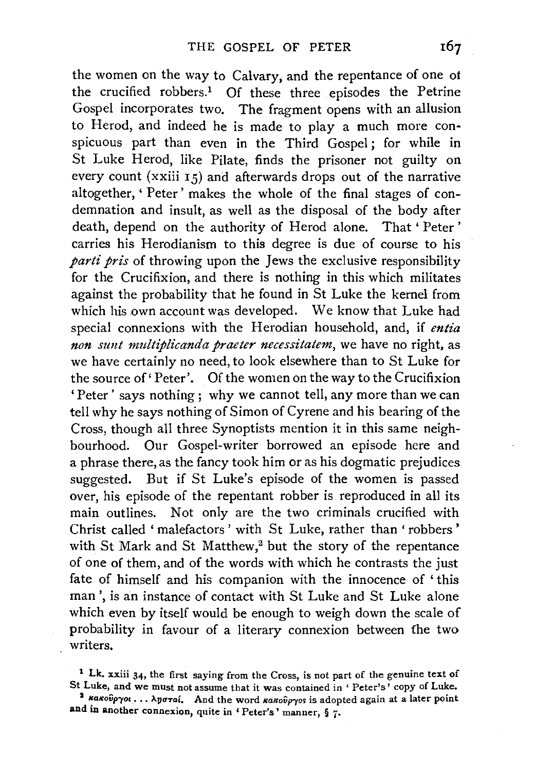the women on the way to Calvary, and the repentance of one of the crucified robbers.[1] Of these three episodes the Petrine Gospel incorporates two. The fragment opens with an allusion to Herod, and indeed he is made to play a much more conspicuous part than even in the Third Gospel; for while in St Luke Herod, like Pilate, finds the prisoner not guilty on every count (xxiii 15) and afterwards drops out of the narrative altogether, 'Peter' makes the whole of the final stages of condemnation and insult, as well as the disposal of the body after death, depend on the authority of Herod alone. That 'Peter' carries his Herodianism to this degree is due of course to his *parti pris* of throwing upon the Jews the exclusive responsibility for the Crucifixion, and there is nothing in this which militates against the probability that he found in St Luke the kernel from which his own account was developed. We know that Luke had special connexions with the Herodian household, and, if *entia non sunt multiplicanda praeter necessitatem*, we have no right, as we have certainly no need, to look elsewhere than to St Luke for the source of 'Peter'. Of the women on the way to the Crucifixion 'Peter' says nothing; why we cannot tell, any more than we can tell why he says nothing of Simon of Cyrene and his bearing of the Cross, though all three Synoptists mention it in this same neighbourhood. Our Gospel-writer borrowed an episode here and a phrase there, as the fancy took him or as his dogmatic prejudices suggested. But if St Luke's episode of the women is passed over, his episode of the repentant robber is reproduced in all its main outlines. Not only are the two criminals crucified with Christ called 'malefactors' with St Luke, rather than 'robbers' with St Mark and St Matthew,[2] but the story of the repentance of one of them, and of the words with which he contrasts the just fate of himself and his companion with the innocence of 'this man', is an instance of contact with St Luke and St Luke alone which even by itself would be enough to weigh down the scale of probability in favour of a literary connexion between the two writers.

[1] Lk. xxiii 34, the first saying from the Cross, is not part of the genuine text of St Luke, and we must not assume that it was contained in 'Peter's' copy of Luke.

[2] κακοῦργοι . . . λῃσταί. And the word κακοῦργος is adopted again at a later point and in another connexion, quite in 'Peter's' manner, § 7.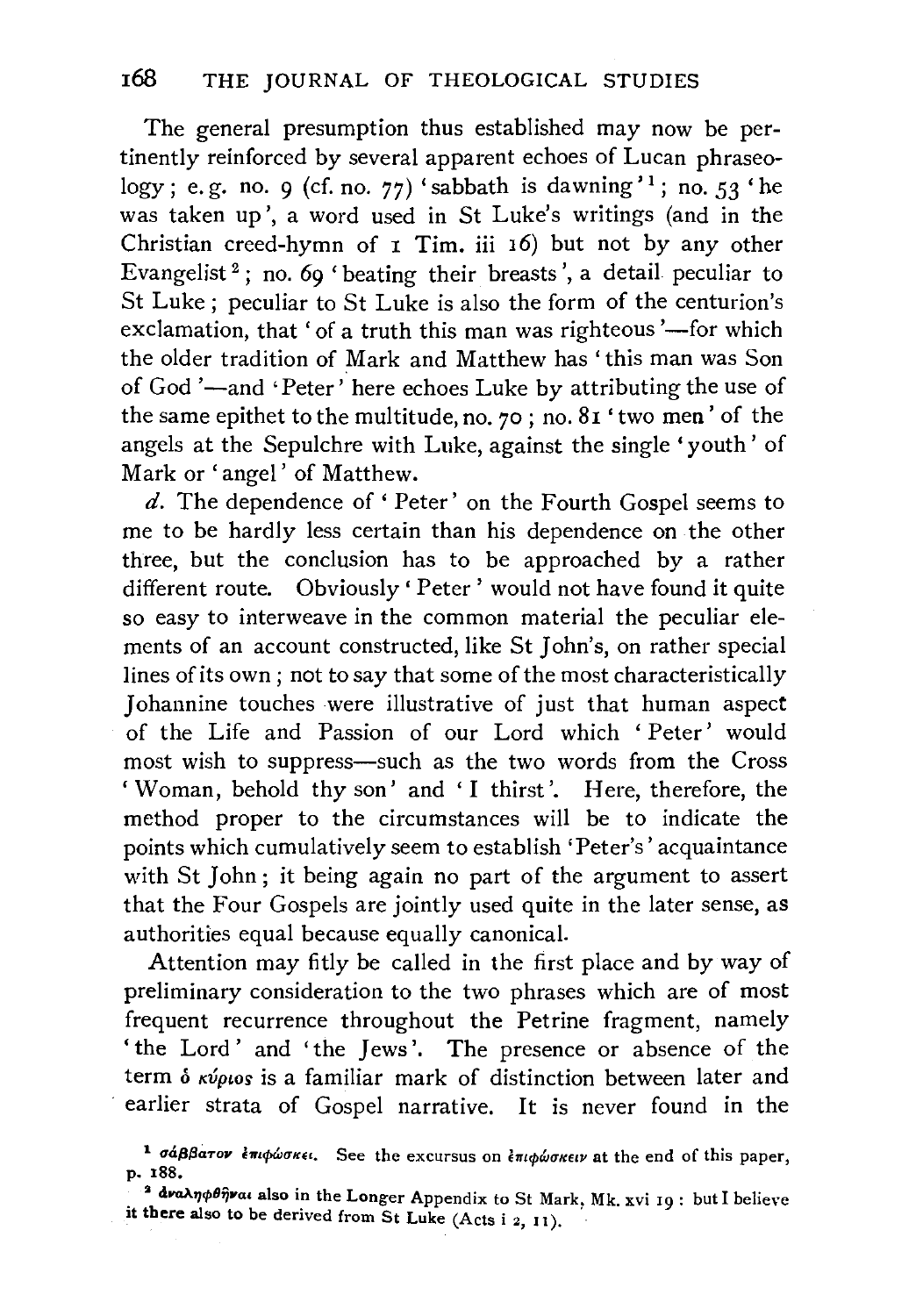The general presumption thus established may now be pertinently reinforced by several apparent echoes of Lucan phraseology; e.g. no. 9 (cf. no. 77) 'sabbath is dawning'[1]; no. 53 'he was taken up', a word used in St Luke's writings (and in the Christian creed-hymn of 1 Tim. iii 16) but not by any other Evangelist[2]; no. 69 'beating their breasts', a detail peculiar to St Luke; peculiar to St Luke is also the form of the centurion's exclamation, that 'of a truth this man was righteous'—for which the older tradition of Mark and Matthew has 'this man was Son of God'—and 'Peter' here echoes Luke by attributing the use of the same epithet to the multitude, no. 70; no. 81 'two men' of the angels at the Sepulchre with Luke, against the single 'youth' of Mark or 'angel' of Matthew.

*d*. The dependence of 'Peter' on the Fourth Gospel seems to me to be hardly less certain than his dependence on the other three, but the conclusion has to be approached by a rather different route. Obviously 'Peter' would not have found it quite so easy to interweave in the common material the peculiar elements of an account constructed, like St John's, on rather special lines of its own; not to say that some of the most characteristically Johannine touches were illustrative of just that human aspect of the Life and Passion of our Lord which 'Peter' would most wish to suppress—such as the two words from the Cross 'Woman, behold thy son' and 'I thirst'. Here, therefore, the method proper to the circumstances will be to indicate the points which cumulatively seem to establish 'Peter's' acquaintance with St John; it being again no part of the argument to assert that the Four Gospels are jointly used quite in the later sense, as authorities equal because equally canonical.

Attention may fitly be called in the first place and by way of preliminary consideration to the two phrases which are of most frequent recurrence throughout the Petrine fragment, namely 'the Lord' and 'the Jews'. The presence or absence of the term ὁ κύριος is a familiar mark of distinction between later and earlier strata of Gospel narrative. It is never found in the

[1] σάββατον ἐπιφώσκει. See the excursus on ἐπιφώσκειν at the end of this paper, p. 188.

[2] ἀναληφθῆναι also in the Longer Appendix to St Mark, Mk. xvi 19: but I believe it there also to be derived from St Luke (Acts i 2, 11).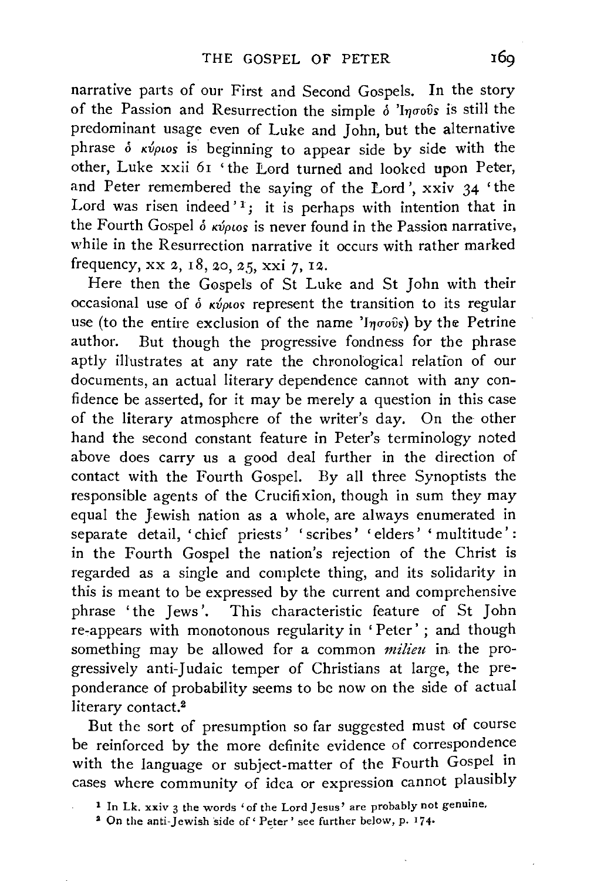narrative parts of our First and Second Gospels. In the story of the Passion and Resurrection the simple ὁ Ἰησοῦς is still the predominant usage even of Luke and John, but the alternative phrase ὁ κύριος is beginning to appear side by side with the other, Luke xxii 61 'the Lord turned and looked upon Peter, and Peter remembered the saying of the Lord', xxiv 34 'the Lord was risen indeed'[1]; it is perhaps with intention that in the Fourth Gospel ὁ κύριος is never found in the Passion narrative, while in the Resurrection narrative it occurs with rather marked frequency, xx 2, 18, 20, 25, xxi 7, 12.

Here then the Gospels of St Luke and St John with their occasional use of ὁ κύριος represent the transition to its regular use (to the entire exclusion of the name Ἰησοῦς) by the Petrine author. But though the progressive fondness for the phrase aptly illustrates at any rate the chronological relation of our documents, an actual literary dependence cannot with any confidence be asserted, for it may be merely a question in this case of the literary atmosphere of the writer's day. On the other hand the second constant feature in Peter's terminology noted above does carry us a good deal further in the direction of contact with the Fourth Gospel. By all three Synoptists the responsible agents of the Crucifixion, though in sum they may equal the Jewish nation as a whole, are always enumerated in separate detail, 'chief priests' 'scribes' 'elders' 'multitude': in the Fourth Gospel the nation's rejection of the Christ is regarded as a single and complete thing, and its solidarity in this is meant to be expressed by the current and comprehensive phrase 'the Jews'. This characteristic feature of St John re-appears with monotonous regularity in 'Peter'; and though something may be allowed for a common *milieu* in the progressively anti-Judaic temper of Christians at large, the preponderance of probability seems to be now on the side of actual literary contact.[2]

But the sort of presumption so far suggested must of course be reinforced by the more definite evidence of correspondence with the language or subject-matter of the Fourth Gospel in cases where community of idea or expression cannot plausibly

[1] In Lk. xxiv 3 the words 'of the Lord Jesus' are probably not genuine.

[2] On the anti-Jewish side of 'Peter' see further below, p. 174.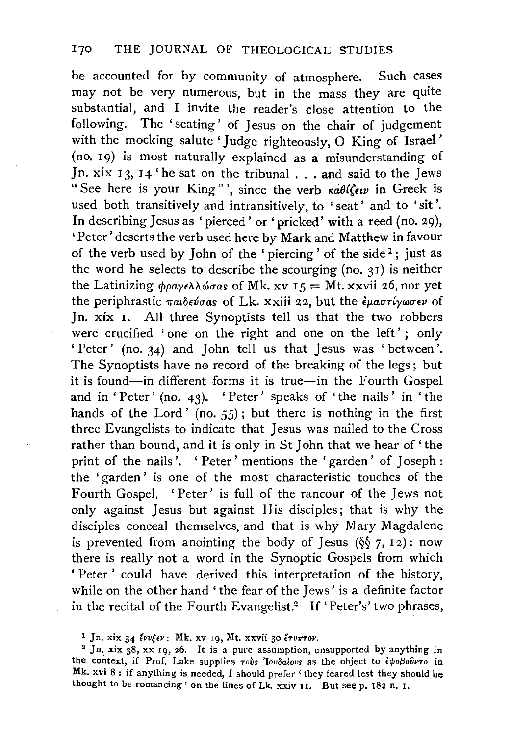be accounted for by community of atmosphere. Such cases may not be very numerous, but in the mass they are quite substantial, and I invite the reader's close attention to the following. The 'seating' of Jesus on the chair of judgement with the mocking salute 'Judge righteously, O King of Israel' (no. 19) is most naturally explained as a misunderstanding of Jn. xix 13, 14 'he sat on the tribunal . . . and said to the Jews "See here is your King"', since the verb καθίζειν in Greek is used both transitively and intransitively, to 'seat' and to 'sit'. In describing Jesus as 'pierced' or 'pricked' with a reed (no. 29), 'Peter' deserts the verb used here by Mark and Matthew in favour of the verb used by John of the 'piercing' of the side[1]; just as the word he selects to describe the scourging (no. 31) is neither the Latinizing φραγελλώσας of Mk. xv 15 = Mt. xxvii 26, nor yet the periphrastic παιδεύσας of Lk. xxiii 22, but the ἐμαστίγωσεν of Jn. xix 1. All three Synoptists tell us that the two robbers were crucified 'one on the right and one on the left'; only 'Peter' (no. 34) and John tell us that Jesus was 'between'. The Synoptists have no record of the breaking of the legs; but it is found—in different forms it is true—in the Fourth Gospel and in 'Peter' (no. 43). 'Peter' speaks of 'the nails' in 'the hands of the Lord' (no. 55); but there is nothing in the first three Evangelists to indicate that Jesus was nailed to the Cross rather than bound, and it is only in St John that we hear of 'the print of the nails'. 'Peter' mentions the 'garden' of Joseph: the 'garden' is one of the most characteristic touches of the Fourth Gospel. 'Peter' is full of the rancour of the Jews not only against Jesus but against His disciples; that is why the disciples conceal themselves, and that is why Mary Magdalene is prevented from anointing the body of Jesus (§§ 7, 12): now there is really not a word in the Synoptic Gospels from which 'Peter' could have derived this interpretation of the history, while on the other hand 'the fear of the Jews' is a definite factor in the recital of the Fourth Evangelist.[2] If 'Peter's' two phrases,

[1] Jn. xix 34 ἔνυξεν: Mk. xv 19, Mt. xxvii 30 ἔτυπτον.

[2] Jn. xix 38, xx 19, 26. It is a pure assumption, unsupported by anything in the context, if Prof. Lake supplies τοὺς Ἰουδαίους as the object to ἐφοβοῦντο in Mk. xvi 8: if anything is needed, I should prefer 'they feared lest they should be thought to be romancing' on the lines of Lk. xxiv 11. But see p. 182 n. 1.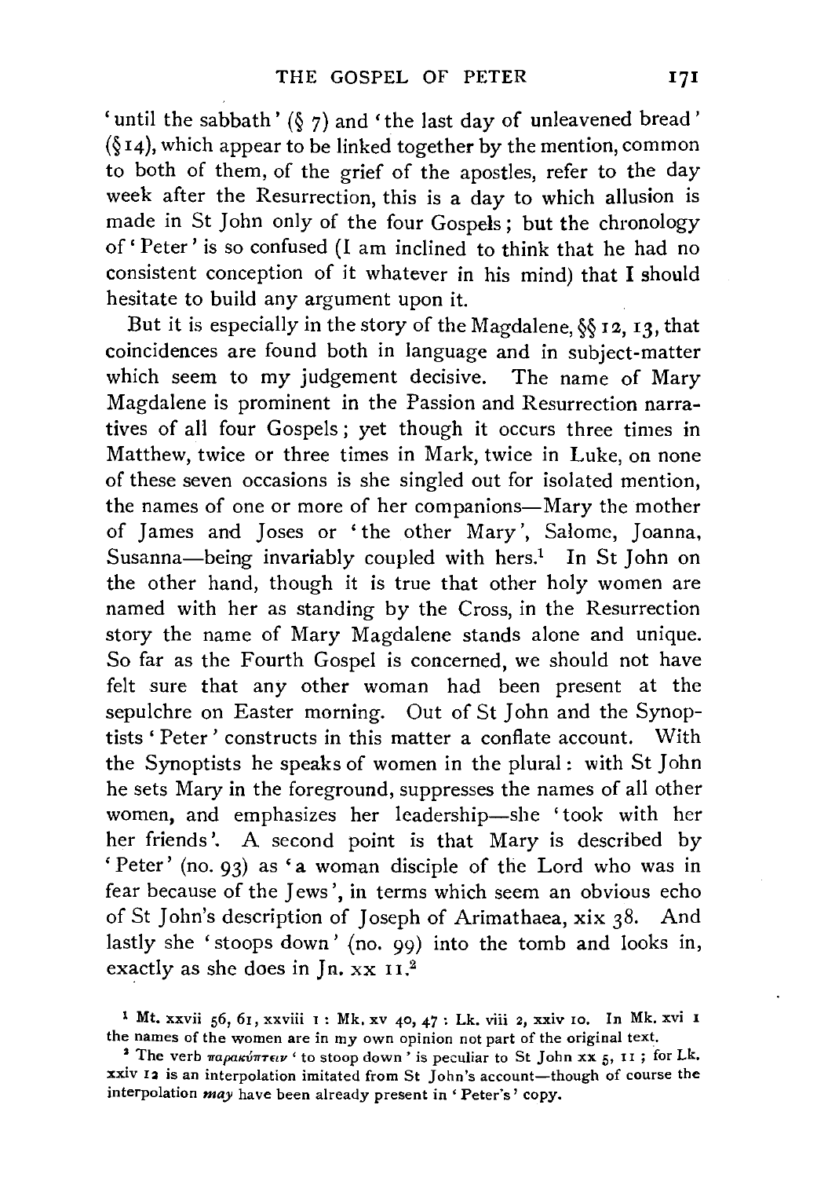'until the sabbath' (§ 7) and 'the last day of unleavened bread' (§ 14), which appear to be linked together by the mention, common to both of them, of the grief of the apostles, refer to the day week after the Resurrection, this is a day to which allusion is made in St John only of the four Gospels; but the chronology of 'Peter' is so confused (I am inclined to think that he had no consistent conception of it whatever in his mind) that I should hesitate to build any argument upon it.

But it is especially in the story of the Magdalene, §§ 12, 13, that coincidences are found both in language and in subject-matter which seem to my judgement decisive. The name of Mary Magdalene is prominent in the Passion and Resurrection narratives of all four Gospels; yet though it occurs three times in Matthew, twice or three times in Mark, twice in Luke, on none of these seven occasions is she singled out for isolated mention, the names of one or more of her companions—Mary the mother of James and Joses or 'the other Mary', Salome, Joanna, Susanna—being invariably coupled with hers.[1] In St John on the other hand, though it is true that other holy women are named with her as standing by the Cross, in the Resurrection story the name of Mary Magdalene stands alone and unique. So far as the Fourth Gospel is concerned, we should not have felt sure that any other woman had been present at the sepulchre on Easter morning. Out of St John and the Synoptists 'Peter' constructs in this matter a conflate account. With the Synoptists he speaks of women in the plural: with St John he sets Mary in the foreground, suppresses the names of all other women, and emphasizes her leadership—she 'took with her her friends'. A second point is that Mary is described by 'Peter' (no. 93) as 'a woman disciple of the Lord who was in fear because of the Jews', in terms which seem an obvious echo of St John's description of Joseph of Arimathaea, xix 38. And lastly she 'stoops down' (no. 99) into the tomb and looks in, exactly as she does in Jn. xx 11.[2]

[1] Mt. xxvii 56, 61, xxviii 1: Mk. xv 40, 47: Lk. viii 2, xxiv 10. In Mk. xvi 1 the names of the women are in my own opinion not part of the original text.

[2] The verb παρακύπτειν 'to stoop down' is peculiar to St John xx 5, 11; for Lk. xxiv 12 is an interpolation imitated from St John's account—though of course the interpolation *may* have been already present in 'Peter's' copy.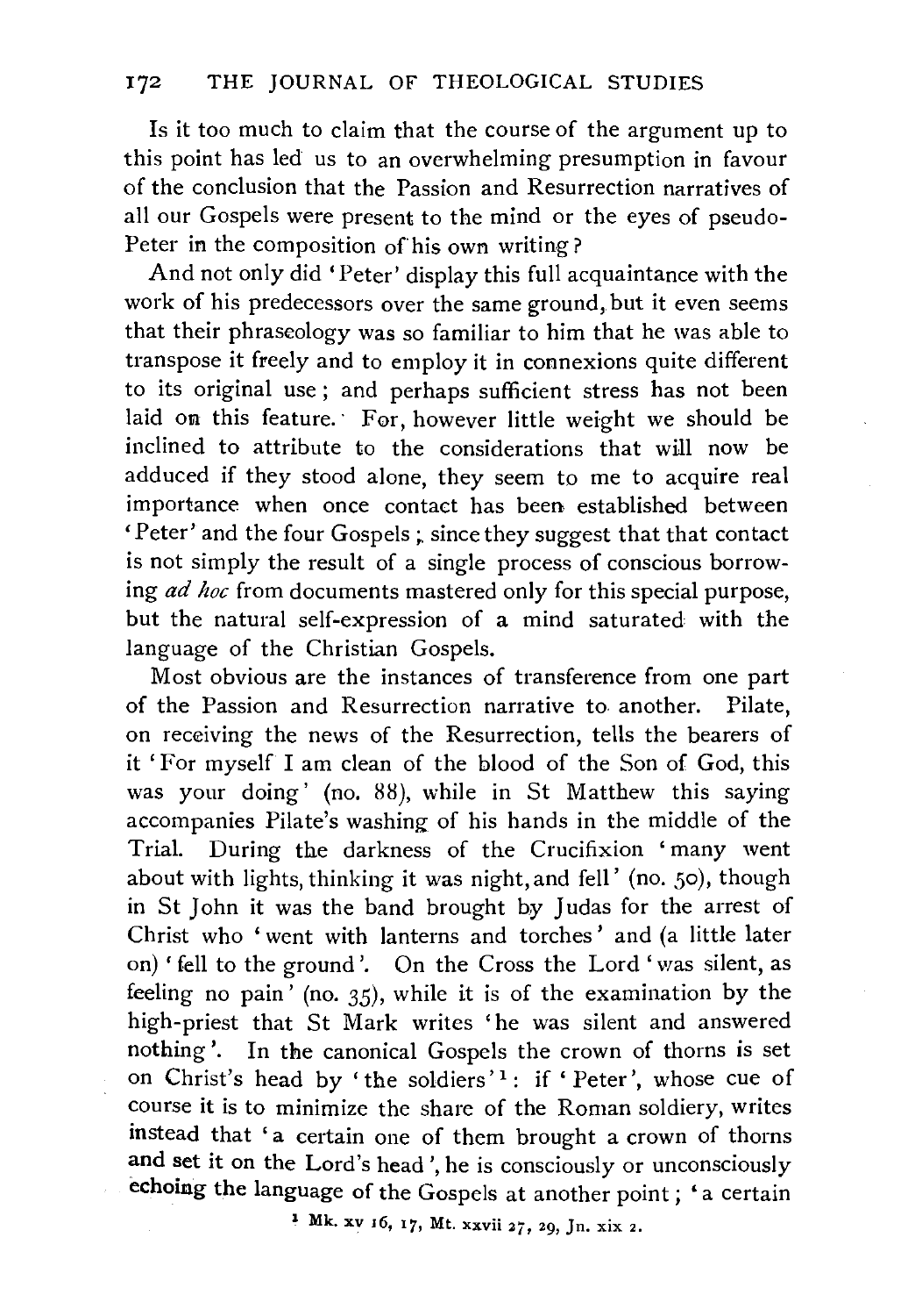Is it too much to claim that the course of the argument up to this point has led us to an overwhelming presumption in favour of the conclusion that the Passion and Resurrection narratives of all our Gospels were present to the mind or the eyes of pseudo-Peter in the composition of his own writing?

And not only did 'Peter' display this full acquaintance with the work of his predecessors over the same ground, but it even seems that their phraseology was so familiar to him that he was able to transpose it freely and to employ it in connexions quite different to its original use; and perhaps sufficient stress has not been laid on this feature. For, however little weight we should be inclined to attribute to the considerations that will now be adduced if they stood alone, they seem to me to acquire real importance when once contact has been established between 'Peter' and the four Gospels; since they suggest that that contact is not simply the result of a single process of conscious borrowing *ad hoc* from documents mastered only for this special purpose, but the natural self-expression of a mind saturated with the language of the Christian Gospels.

Most obvious are the instances of transference from one part of the Passion and Resurrection narrative to another. Pilate, on receiving the news of the Resurrection, tells the bearers of it 'For myself I am clean of the blood of the Son of God, this was your doing' (no. 88), while in St Matthew this saying accompanies Pilate's washing of his hands in the middle of the Trial. During the darkness of the Crucifixion 'many went about with lights, thinking it was night, and fell' (no. 50), though in St John it was the band brought by Judas for the arrest of Christ who 'went with lanterns and torches' and (a little later on) 'fell to the ground'. On the Cross the Lord 'was silent, as feeling no pain' (no. 35), while it is of the examination by the high-priest that St Mark writes 'he was silent and answered nothing'. In the canonical Gospels the crown of thorns is set on Christ's head by 'the soldiers'[1]: if 'Peter', whose cue of course it is to minimize the share of the Roman soldiery, writes instead that 'a certain one of them brought a crown of thorns and set it on the Lord's head', he is consciously or unconsciously echoing the language of the Gospels at another point; 'a certain

[1] Mk. xv 16, 17, Mt. xxvii 27, 29, Jn. xix 2.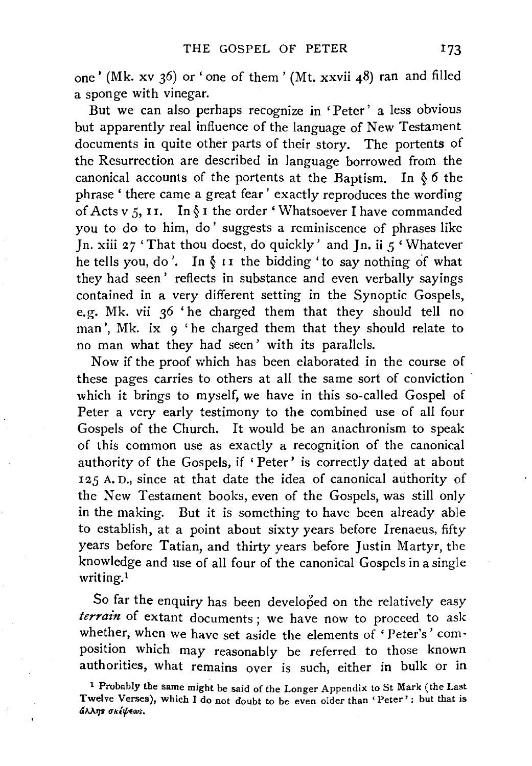one' (Mk. xv 36) or 'one of them' (Mt. xxvii 48) ran and filled a sponge with vinegar.

But we can also perhaps recognize in 'Peter' a less obvious but apparently real influence of the language of New Testament documents in quite other parts of their story. The portents of the Resurrection are described in language borrowed from the canonical accounts of the portents at the Baptism. In § 6 the phrase 'there came a great fear' exactly reproduces the wording of Acts v 5, 11. In § 1 the order 'Whatsoever I have commanded you to do to him, do' suggests a reminiscence of phrases like Jn. xiii 27 'That thou doest, do quickly' and Jn. ii 5 'Whatever he tells you, do'. In § 11 the bidding 'to say nothing of what they had seen' reflects in substance and even verbally sayings contained in a very different setting in the Synoptic Gospels, e.g. Mk. vii 36 'he charged them that they should tell no man', Mk. ix 9 'he charged them that they should relate to no man what they had seen' with its parallels.

Now if the proof which has been elaborated in the course of these pages carries to others at all the same sort of conviction which it brings to myself, we have in this so-called Gospel of Peter a very early testimony to the combined use of all four Gospels of the Church. It would be an anachronism to speak of this common use as exactly a recognition of the canonical authority of the Gospels, if 'Peter' is correctly dated at about 125 A.D., since at that date the idea of canonical authority of the New Testament books, even of the Gospels, was still only in the making. But it is something to have been already able to establish, at a point about sixty years before Irenaeus, fifty years before Tatian, and thirty years before Justin Martyr, the knowledge and use of all four of the canonical Gospels in a single writing.[1]

So far the enquiry has been developed on the relatively easy *terrain* of extant documents; we have now to proceed to ask whether, when we have set aside the elements of 'Peter's' composition which may reasonably be referred to those known authorities, what remains over is such, either in bulk or in

[1] Probably the same might be said of the Longer Appendix to St Mark (the Last Twelve Verses), which I do not doubt to be even older than 'Peter': but that is ἄλλης σκέψεως.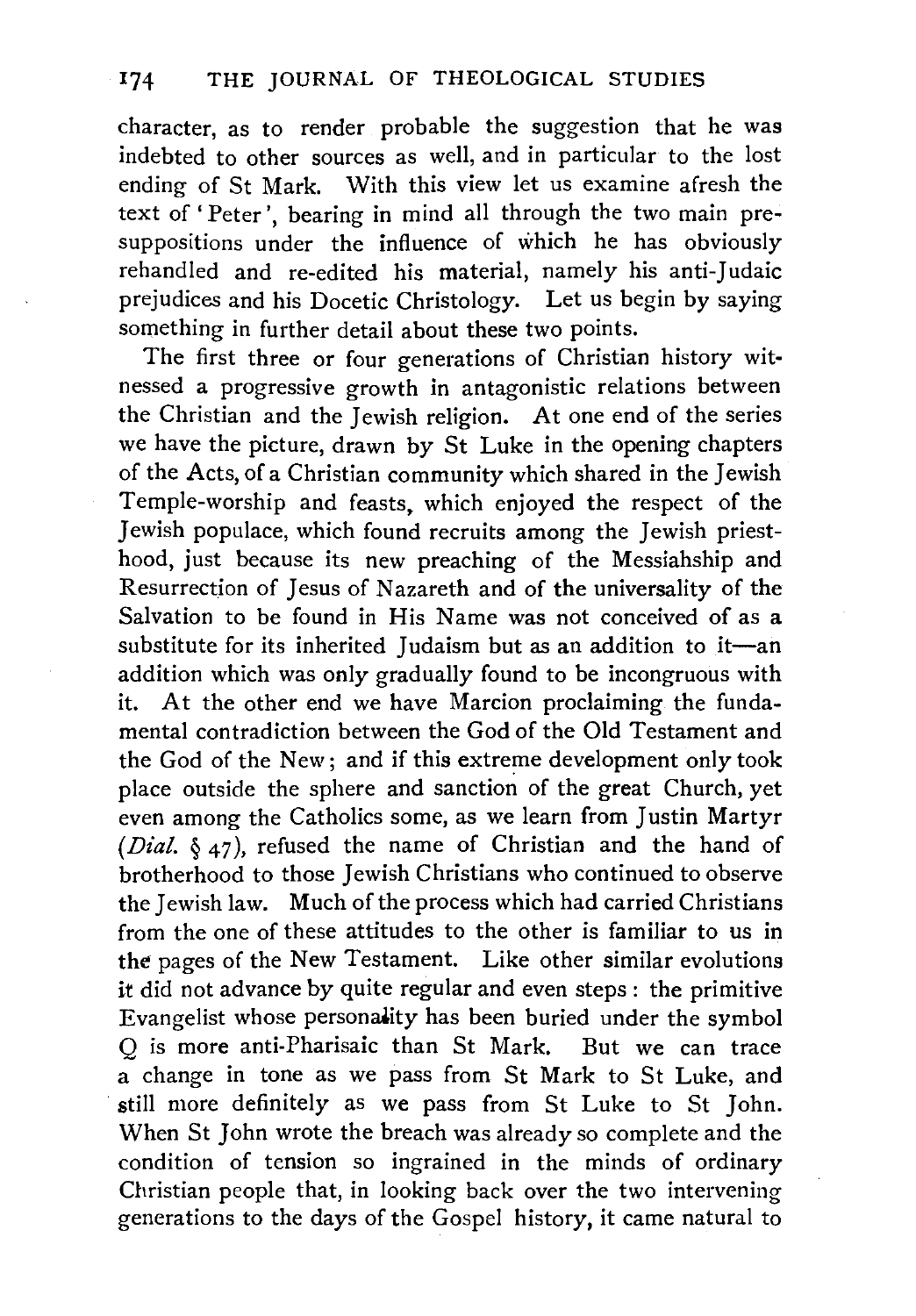character, as to render probable the suggestion that he was indebted to other sources as well, and in particular to the lost ending of St Mark. With this view let us examine afresh the text of 'Peter', bearing in mind all through the two main presuppositions under the influence of which he has obviously rehandled and re-edited his material, namely his anti-Judaic prejudices and his Docetic Christology. Let us begin by saying something in further detail about these two points.

The first three or four generations of Christian history witnessed a progressive growth in antagonistic relations between the Christian and the Jewish religion. At one end of the series we have the picture, drawn by St Luke in the opening chapters of the Acts, of a Christian community which shared in the Jewish Temple-worship and feasts, which enjoyed the respect of the Jewish populace, which found recruits among the Jewish priesthood, just because its new preaching of the Messiahship and Resurrection of Jesus of Nazareth and of the universality of the Salvation to be found in His Name was not conceived of as a substitute for its inherited Judaism but as an addition to it—an addition which was only gradually found to be incongruous with it. At the other end we have Marcion proclaiming the fundamental contradiction between the God of the Old Testament and the God of the New; and if this extreme development only took place outside the sphere and sanction of the great Church, yet even among the Catholics some, as we learn from Justin Martyr (*Dial.* § 47), refused the name of Christian and the hand of brotherhood to those Jewish Christians who continued to observe the Jewish law. Much of the process which had carried Christians from the one of these attitudes to the other is familiar to us in the pages of the New Testament. Like other similar evolutions it did not advance by quite regular and even steps: the primitive Evangelist whose personality has been buried under the symbol Q is more anti-Pharisaic than St Mark. But we can trace a change in tone as we pass from St Mark to St Luke, and still more definitely as we pass from St Luke to St John. When St John wrote the breach was already so complete and the condition of tension so ingrained in the minds of ordinary Christian people that, in looking back over the two intervening generations to the days of the Gospel history, it came natural to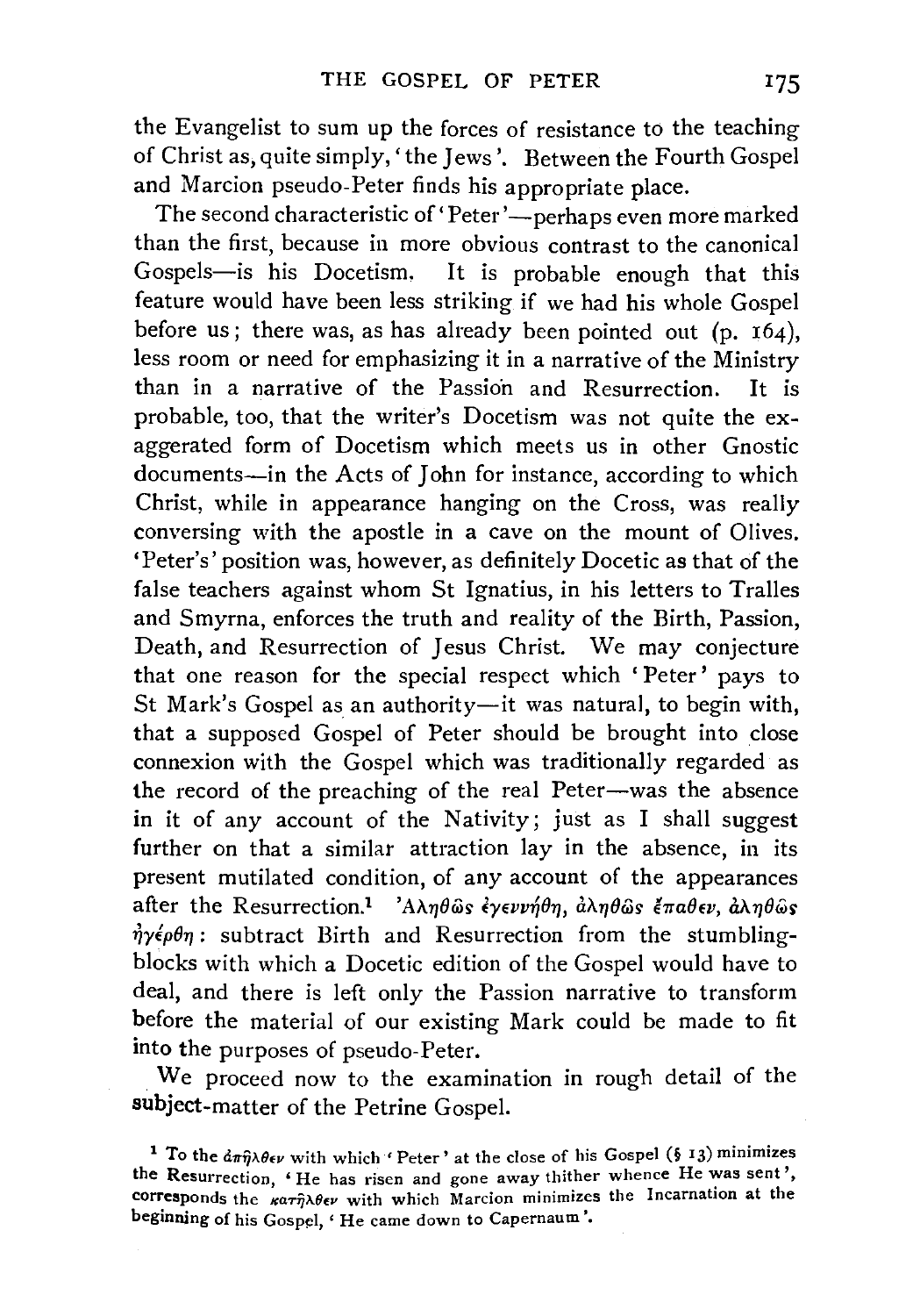the Evangelist to sum up the forces of resistance to the teaching of Christ as, quite simply, 'the Jews'. Between the Fourth Gospel and Marcion pseudo-Peter finds his appropriate place.

The second characteristic of 'Peter'—perhaps even more marked than the first, because in more obvious contrast to the canonical Gospels—is his Docetism. It is probable enough that this feature would have been less striking if we had his whole Gospel before us; there was, as has already been pointed out (p. 164), less room or need for emphasizing it in a narrative of the Ministry than in a narrative of the Passion and Resurrection. It is probable, too, that the writer's Docetism was not quite the exaggerated form of Docetism which meets us in other Gnostic documents—in the Acts of John for instance, according to which Christ, while in appearance hanging on the Cross, was really conversing with the apostle in a cave on the mount of Olives. 'Peter's' position was, however, as definitely Docetic as that of the false teachers against whom St Ignatius, in his letters to Tralles and Smyrna, enforces the truth and reality of the Birth, Passion, Death, and Resurrection of Jesus Christ. We may conjecture that one reason for the special respect which 'Peter' pays to St Mark's Gospel as an authority—it was natural, to begin with, that a supposed Gospel of Peter should be brought into close connexion with the Gospel which was traditionally regarded as the record of the preaching of the real Peter—was the absence in it of any account of the Nativity; just as I shall suggest further on that a similar attraction lay in the absence, in its present mutilated condition, of any account of the appearances after the Resurrection.[1] Ἀληθῶς ἐγεννήθη, ἀληθῶς ἔπαθεν, ἀληθῶς ἠγέρθη: subtract Birth and Resurrection from the stumbling-blocks with which a Docetic edition of the Gospel would have to deal, and there is left only the Passion narrative to transform before the material of our existing Mark could be made to fit into the purposes of pseudo-Peter.

We proceed now to the examination in rough detail of the subject-matter of the Petrine Gospel.

[1] To the ἀπῆλθεν with which 'Peter' at the close of his Gospel (§ 13) minimizes the Resurrection, 'He has risen and gone away thither whence He was sent', corresponds the κατῆλθεν with which Marcion minimizes the Incarnation at the beginning of his Gospel, 'He came down to Capernaum'.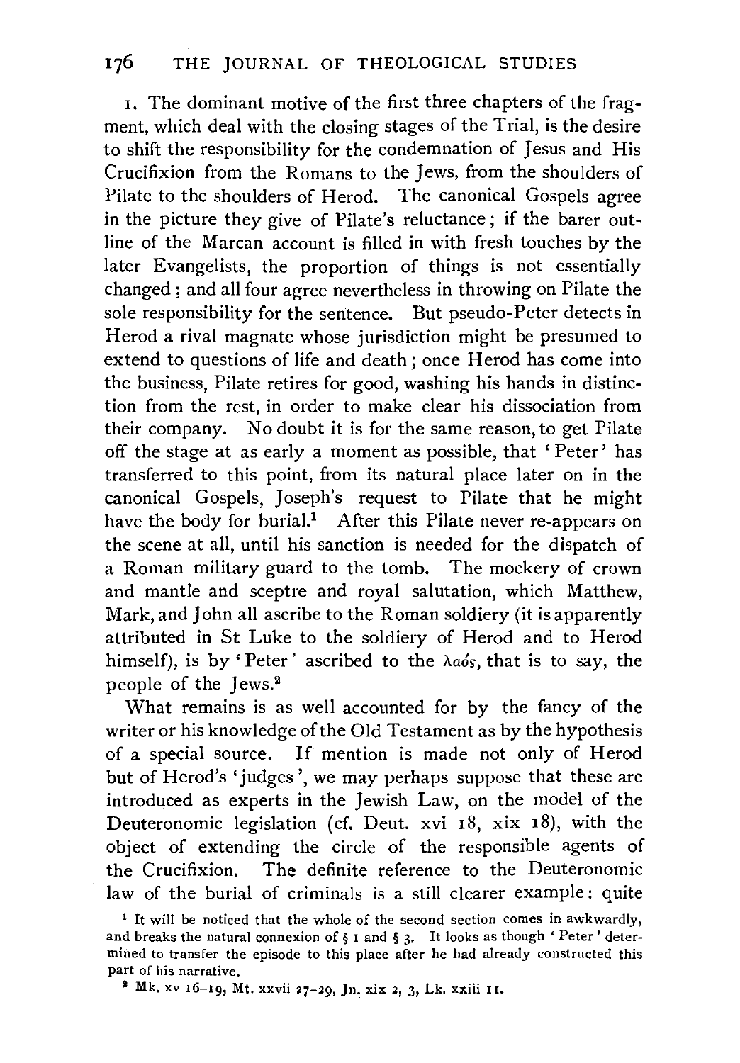1. The dominant motive of the first three chapters of the fragment, which deal with the closing stages of the Trial, is the desire to shift the responsibility for the condemnation of Jesus and His Crucifixion from the Romans to the Jews, from the shoulders of Pilate to the shoulders of Herod. The canonical Gospels agree in the picture they give of Pilate's reluctance; if the barer outline of the Marcan account is filled in with fresh touches by the later Evangelists, the proportion of things is not essentially changed; and all four agree nevertheless in throwing on Pilate the sole responsibility for the sentence. But pseudo-Peter detects in Herod a rival magnate whose jurisdiction might be presumed to extend to questions of life and death; once Herod has come into the business, Pilate retires for good, washing his hands in distinction from the rest, in order to make clear his dissociation from their company. No doubt it is for the same reason, to get Pilate off the stage at as early a moment as possible, that 'Peter' has transferred to this point, from its natural place later on in the canonical Gospels, Joseph's request to Pilate that he might have the body for burial.[1] After this Pilate never re-appears on the scene at all, until his sanction is needed for the dispatch of a Roman military guard to the tomb. The mockery of crown and mantle and sceptre and royal salutation, which Matthew, Mark, and John all ascribe to the Roman soldiery (it is apparently attributed in St Luke to the soldiery of Herod and to Herod himself), is by 'Peter' ascribed to the λαός, that is to say, the people of the Jews.[2]

What remains is as well accounted for by the fancy of the writer or his knowledge of the Old Testament as by the hypothesis of a special source. If mention is made not only of Herod but of Herod's 'judges', we may perhaps suppose that these are introduced as experts in the Jewish Law, on the model of the Deuteronomic legislation (cf. Deut. xvi 18, xix 18), with the object of extending the circle of the responsible agents of the Crucifixion. The definite reference to the Deuteronomic law of the burial of criminals is a still clearer example: quite

[1] It will be noticed that the whole of the second section comes in awkwardly, and breaks the natural connexion of § 1 and § 3. It looks as though 'Peter' determined to transfer the episode to this place after he had already constructed this part of his narrative.

[2] Mk. xv 16–19, Mt. xxvii 27–29, Jn. xix 2, 3, Lk. xxiii 11.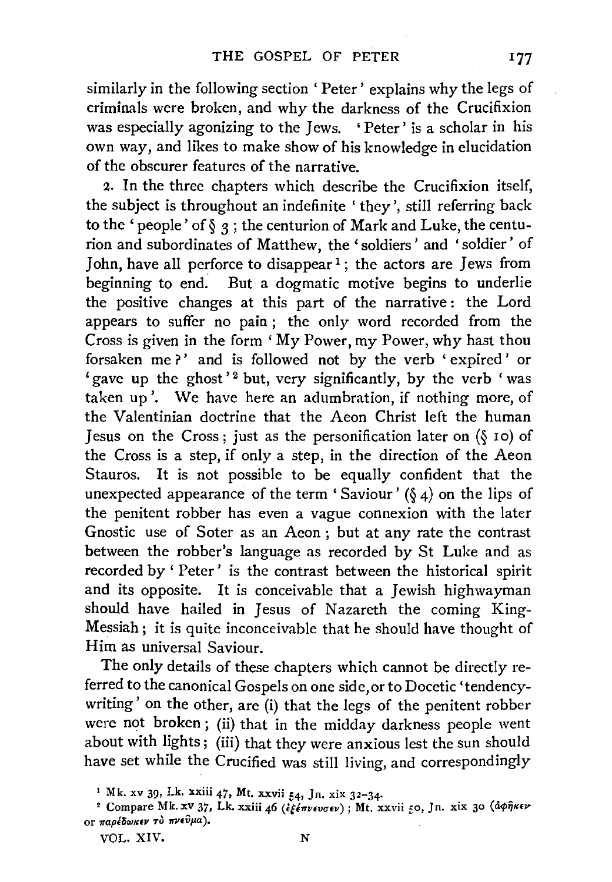similarly in the following section 'Peter' explains why the legs of criminals were broken, and why the darkness of the Crucifixion was especially agonizing to the Jews. 'Peter' is a scholar in his own way, and likes to make show of his knowledge in elucidation of the obscurer features of the narrative.

2. In the three chapters which describe the Crucifixion itself, the subject is throughout an indefinite 'they', still referring back to the 'people' of § 3; the centurion of Mark and Luke, the centurion and subordinates of Matthew, the 'soldiers' and 'soldier' of John, have all perforce to disappear[1]; the actors are Jews from beginning to end. But a dogmatic motive begins to underlie the positive changes at this part of the narrative: the Lord appears to suffer no pain; the only word recorded from the Cross is given in the form 'My Power, my Power, why hast thou forsaken me?' and is followed not by the verb 'expired' or 'gave up the ghost'[2] but, very significantly, by the verb 'was taken up'. We have here an adumbration, if nothing more, of the Valentinian doctrine that the Aeon Christ left the human Jesus on the Cross; just as the personification later on (§ 10) of the Cross is a step, if only a step, in the direction of the Aeon Stauros. It is not possible to be equally confident that the unexpected appearance of the term 'Saviour' (§ 4) on the lips of the penitent robber has even a vague connexion with the later Gnostic use of Soter as an Aeon; but at any rate the contrast between the robber's language as recorded by St Luke and as recorded by 'Peter' is the contrast between the historical spirit and its opposite. It is conceivable that a Jewish highwayman should have hailed in Jesus of Nazareth the coming King-Messiah; it is quite inconceivable that he should have thought of Him as universal Saviour.

The only details of these chapters which cannot be directly referred to the canonical Gospels on one side, or to Docetic 'tendency-writing' on the other, are (i) that the legs of the penitent robber were not broken; (ii) that in the midday darkness people went about with lights; (iii) that they were anxious lest the sun should have set while the Crucified was still living, and correspondingly

[1] Mk. xv 39, Lk. xxiii 47, Mt. xxvii 54, Jn. xix 32-34.

[2] Compare Mk. xv 37, Lk. xxiii 46 (ἐξέπνευσεν); Mt. xxvii 50, Jn. xix 30 (ἀφῆκεν or παρέδωκεν τὸ πνεῦμα).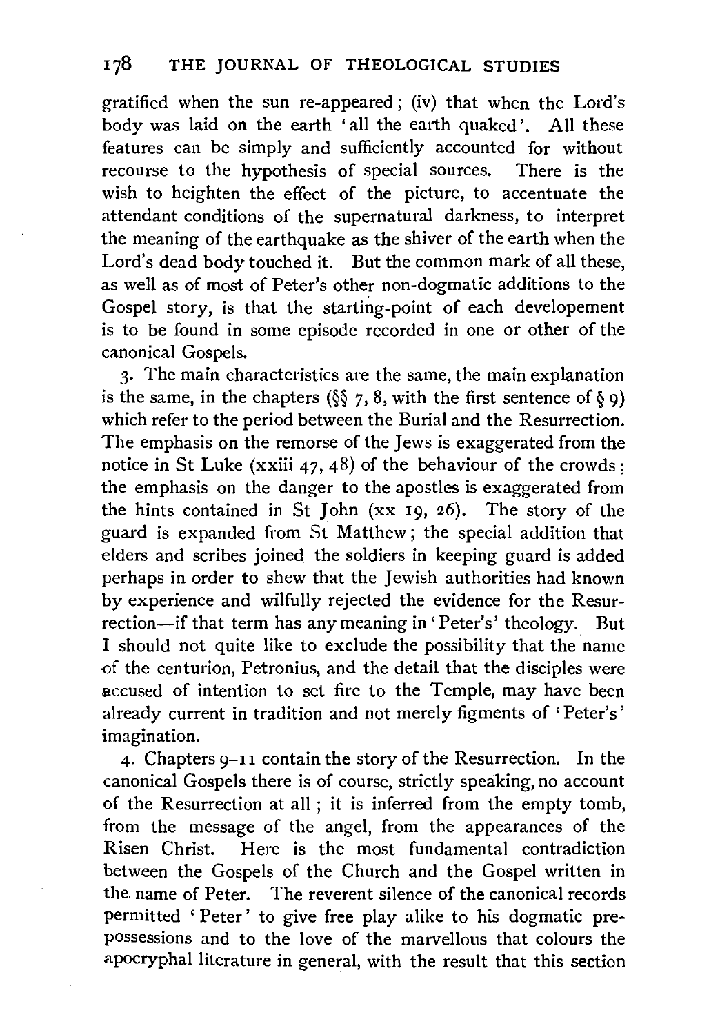gratified when the sun re-appeared; (iv) that when the Lord's body was laid on the earth 'all the earth quaked'. All these features can be simply and sufficiently accounted for without recourse to the hypothesis of special sources. There is the wish to heighten the effect of the picture, to accentuate the attendant conditions of the supernatural darkness, to interpret the meaning of the earthquake as the shiver of the earth when the Lord's dead body touched it. But the common mark of all these, as well as of most of Peter's other non-dogmatic additions to the Gospel story, is that the starting-point of each developement is to be found in some episode recorded in one or other of the canonical Gospels.

3. The main characteristics are the same, the main explanation is the same, in the chapters (§§ 7, 8, with the first sentence of § 9) which refer to the period between the Burial and the Resurrection. The emphasis on the remorse of the Jews is exaggerated from the notice in St Luke (xxiii 47, 48) of the behaviour of the crowds; the emphasis on the danger to the apostles is exaggerated from the hints contained in St John (xx 19, 26). The story of the guard is expanded from St Matthew; the special addition that elders and scribes joined the soldiers in keeping guard is added perhaps in order to shew that the Jewish authorities had known by experience and wilfully rejected the evidence for the Resurrection—if that term has any meaning in 'Peter's' theology. But I should not quite like to exclude the possibility that the name of the centurion, Petronius, and the detail that the disciples were accused of intention to set fire to the Temple, may have been already current in tradition and not merely figments of 'Peter's' imagination.

4. Chapters 9–11 contain the story of the Resurrection. In the canonical Gospels there is of course, strictly speaking, no account of the Resurrection at all; it is inferred from the empty tomb, from the message of the angel, from the appearances of the Risen Christ. Here is the most fundamental contradiction between the Gospels of the Church and the Gospel written in the name of Peter. The reverent silence of the canonical records permitted 'Peter' to give free play alike to his dogmatic prepossessions and to the love of the marvellous that colours the apocryphal literature in general, with the result that this section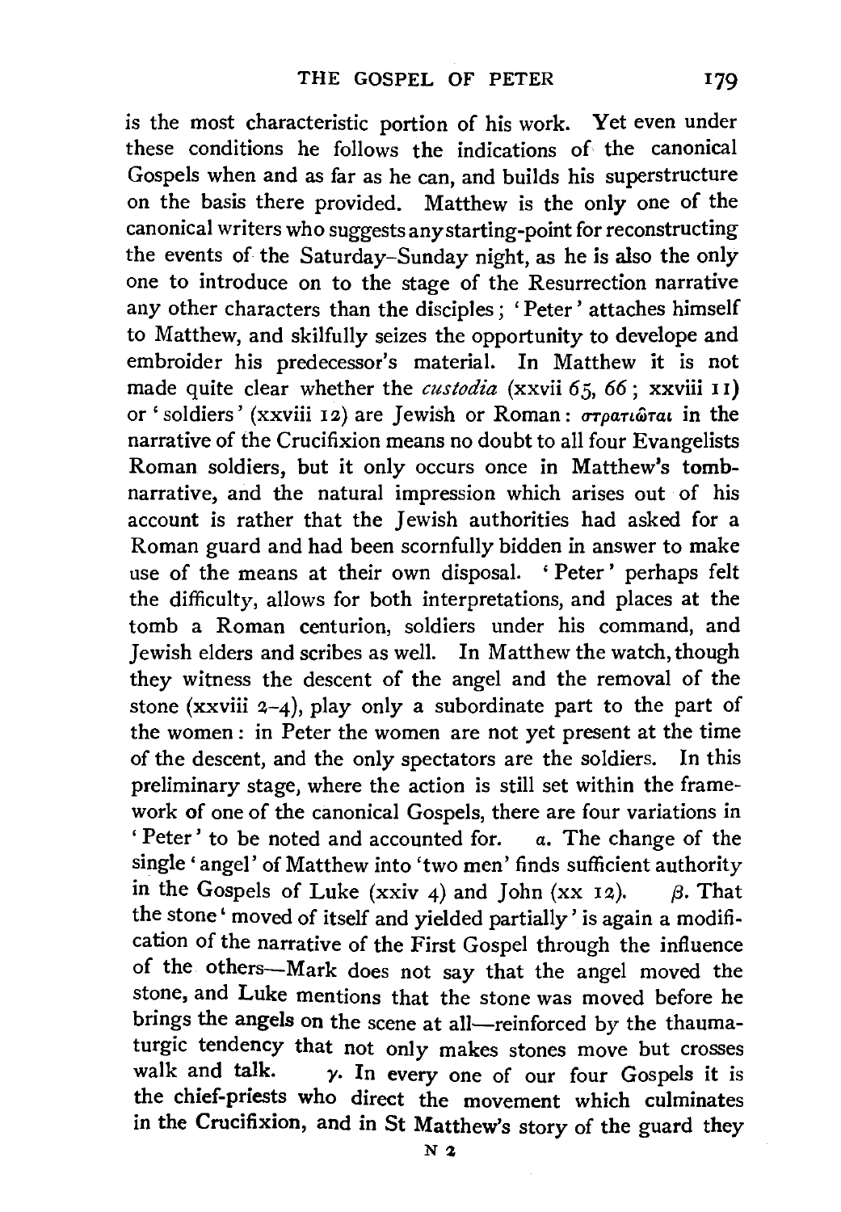is the most characteristic portion of his work. Yet even under these conditions he follows the indications of the canonical Gospels when and as far as he can, and builds his superstructure on the basis there provided. Matthew is the only one of the canonical writers who suggests any starting-point for reconstructing the events of the Saturday–Sunday night, as he is also the only one to introduce on to the stage of the Resurrection narrative any other characters than the disciples; 'Peter' attaches himself to Matthew, and skilfully seizes the opportunity to develope and embroider his predecessor's material. In Matthew it is not made quite clear whether the *custodia* (xxvii 65, 66; xxviii 11) or 'soldiers' (xxviii 12) are Jewish or Roman: στρατιῶται in the narrative of the Crucifixion means no doubt to all four Evangelists Roman soldiers, but it only occurs once in Matthew's tomb-narrative, and the natural impression which arises out of his account is rather that the Jewish authorities had asked for a Roman guard and had been scornfully bidden in answer to make use of the means at their own disposal. 'Peter' perhaps felt the difficulty, allows for both interpretations, and places at the tomb a Roman centurion, soldiers under his command, and Jewish elders and scribes as well. In Matthew the watch, though they witness the descent of the angel and the removal of the stone (xxviii 2–4), play only a subordinate part to the part of the women: in Peter the women are not yet present at the time of the descent, and the only spectators are the soldiers. In this preliminary stage, where the action is still set within the framework of one of the canonical Gospels, there are four variations in 'Peter' to be noted and accounted for. *a*. The change of the single 'angel' of Matthew into 'two men' finds sufficient authority in the Gospels of Luke (xxiv 4) and John (xx 12). *β*. That the stone 'moved of itself and yielded partially' is again a modification of the narrative of the First Gospel through the influence of the others—Mark does not say that the angel moved the stone, and Luke mentions that the stone was moved before he brings the angels on the scene at all—reinforced by the thaumaturgic tendency that not only makes stones move but crosses walk and talk. *γ*. In every one of our four Gospels it is the chief-priests who direct the movement which culminates in the Crucifixion, and in St Matthew's story of the guard they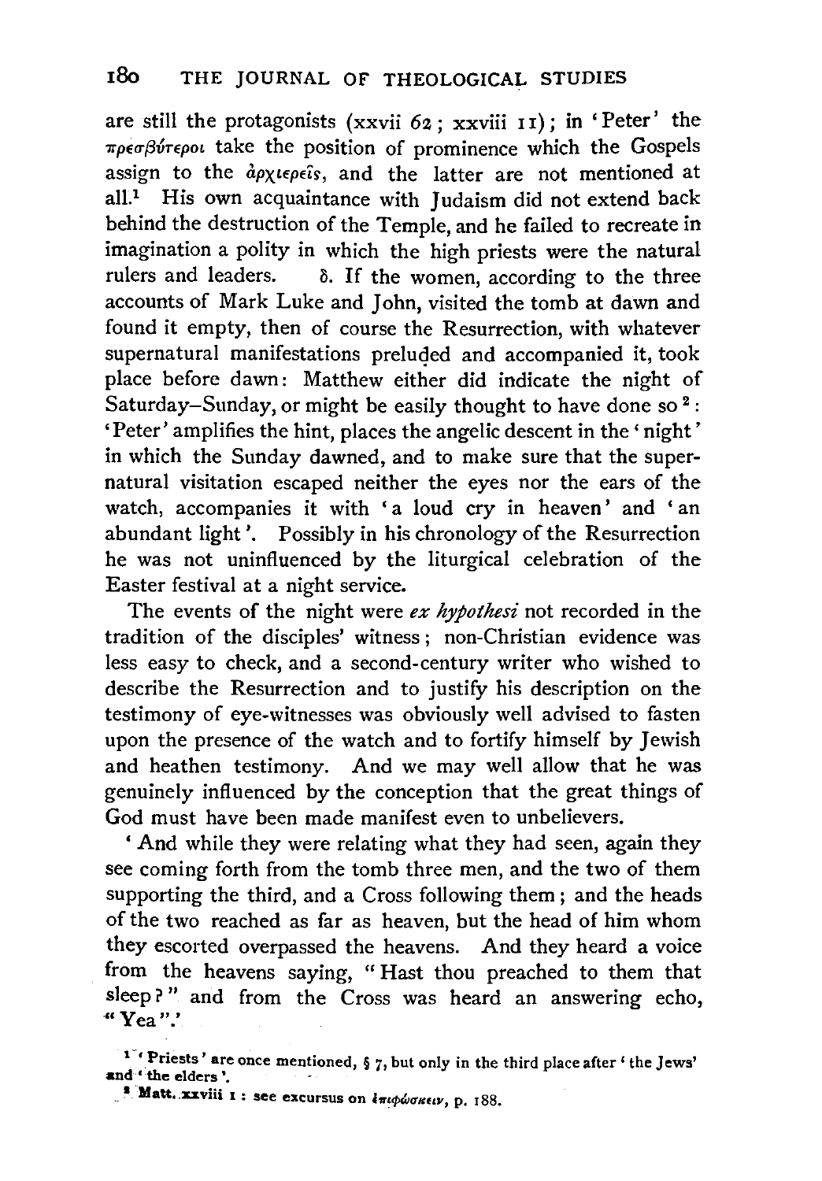are still the protagonists (xxvii 62; xxviii 11); in 'Peter' the πρεσβύτεροι take the position of prominence which the Gospels assign to the ἀρχιερεῖς, and the latter are not mentioned at all.[1] His own acquaintance with Judaism did not extend back behind the destruction of the Temple, and he failed to recreate in imagination a polity in which the high priests were the natural rulers and leaders. δ. If the women, according to the three accounts of Mark Luke and John, visited the tomb at dawn and found it empty, then of course the Resurrection, with whatever supernatural manifestations preluded and accompanied it, took place before dawn: Matthew either did indicate the night of Saturday–Sunday, or might be easily thought to have done so[2]: 'Peter' amplifies the hint, places the angelic descent in the 'night' in which the Sunday dawned, and to make sure that the supernatural visitation escaped neither the eyes nor the ears of the watch, accompanies it with 'a loud cry in heaven' and 'an abundant light'. Possibly in his chronology of the Resurrection he was not uninfluenced by the liturgical celebration of the Easter festival at a night service.

The events of the night were *ex hypothesi* not recorded in the tradition of the disciples' witness; non-Christian evidence was less easy to check, and a second-century writer who wished to describe the Resurrection and to justify his description on the testimony of eye-witnesses was obviously well advised to fasten upon the presence of the watch and to fortify himself by Jewish and heathen testimony. And we may well allow that he was genuinely influenced by the conception that the great things of God must have been made manifest even to unbelievers.

'And while they were relating what they had seen, again they see coming forth from the tomb three men, and the two of them supporting the third, and a Cross following them; and the heads of the two reached as far as heaven, but the head of him whom they escorted overpassed the heavens. And they heard a voice from the heavens saying, "Hast thou preached to them that sleep?" and from the Cross was heard an answering echo, "Yea".'

[1] 'Priests' are once mentioned, § 7, but only in the third place after 'the Jews' and 'the elders'.

[2] Matt. xxviii 1: see excursus on ἐπιφώσκειν, p. 188.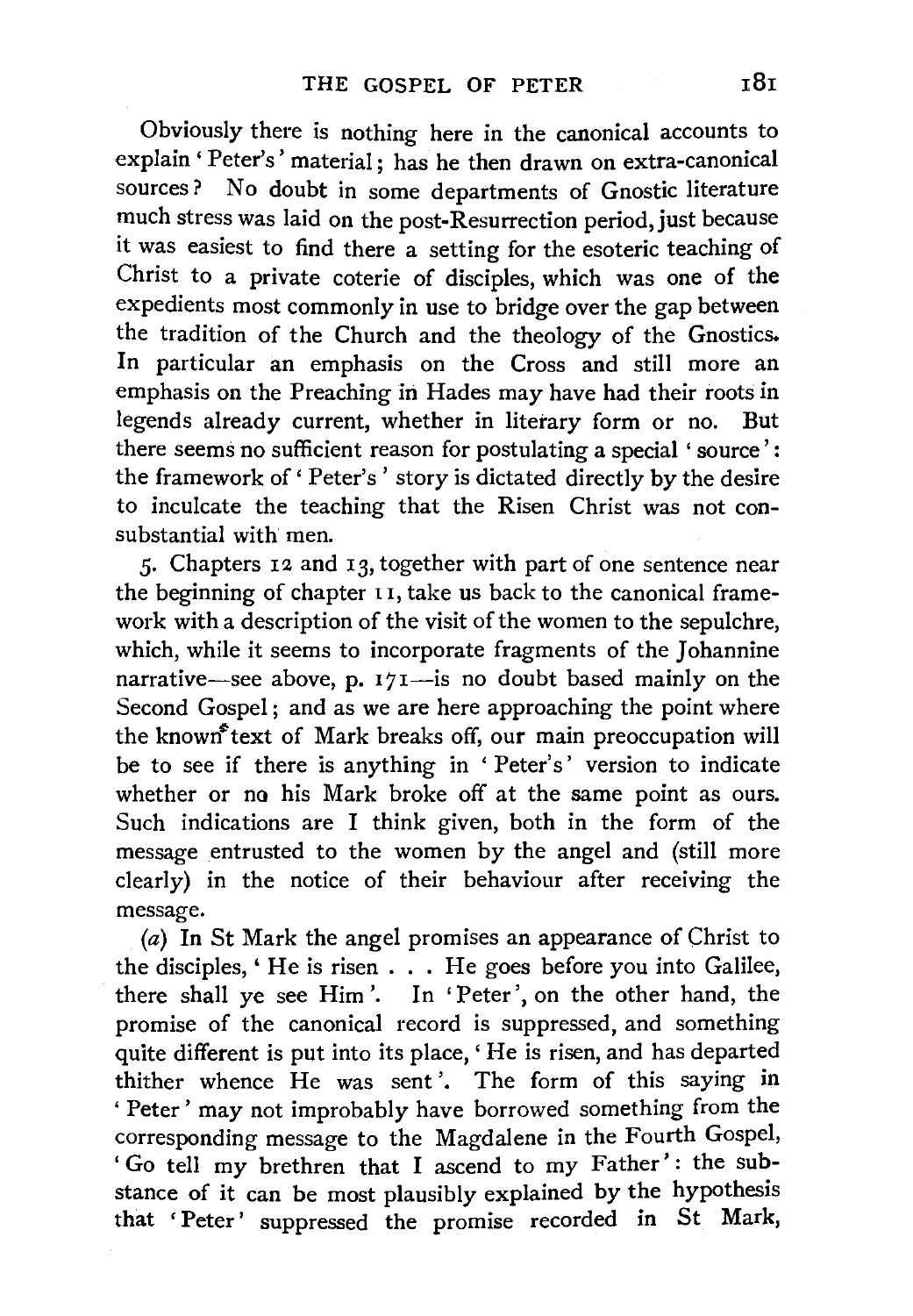Obviously there is nothing here in the canonical accounts to explain 'Peter's' material; has he then drawn on extra-canonical sources? No doubt in some departments of Gnostic literature much stress was laid on the post-Resurrection period, just because it was easiest to find there a setting for the esoteric teaching of Christ to a private coterie of disciples, which was one of the expedients most commonly in use to bridge over the gap between the tradition of the Church and the theology of the Gnostics. In particular an emphasis on the Cross and still more an emphasis on the Preaching in Hades may have had their roots in legends already current, whether in literary form or no. But there seems no sufficient reason for postulating a special 'source': the framework of 'Peter's' story is dictated directly by the desire to inculcate the teaching that the Risen Christ was not consubstantial with men.

5. Chapters 12 and 13, together with part of one sentence near the beginning of chapter 11, take us back to the canonical framework with a description of the visit of the women to the sepulchre, which, while it seems to incorporate fragments of the Johannine narrative—see above, p. 171—is no doubt based mainly on the Second Gospel; and as we are here approaching the point where the known text of Mark breaks off, our main preoccupation will be to see if there is anything in 'Peter's' version to indicate whether or no his Mark broke off at the same point as ours. Such indications are I think given, both in the form of the message entrusted to the women by the angel and (still more clearly) in the notice of their behaviour after receiving the message.

(*a*) In St Mark the angel promises an appearance of Christ to the disciples, 'He is risen . . . He goes before you into Galilee, there shall ye see Him'. In 'Peter', on the other hand, the promise of the canonical record is suppressed, and something quite different is put into its place, 'He is risen, and has departed thither whence He was sent'. The form of this saying in 'Peter' may not improbably have borrowed something from the corresponding message to the Magdalene in the Fourth Gospel, 'Go tell my brethren that I ascend to my Father': the substance of it can be most plausibly explained by the hypothesis that 'Peter' suppressed the promise recorded in St Mark,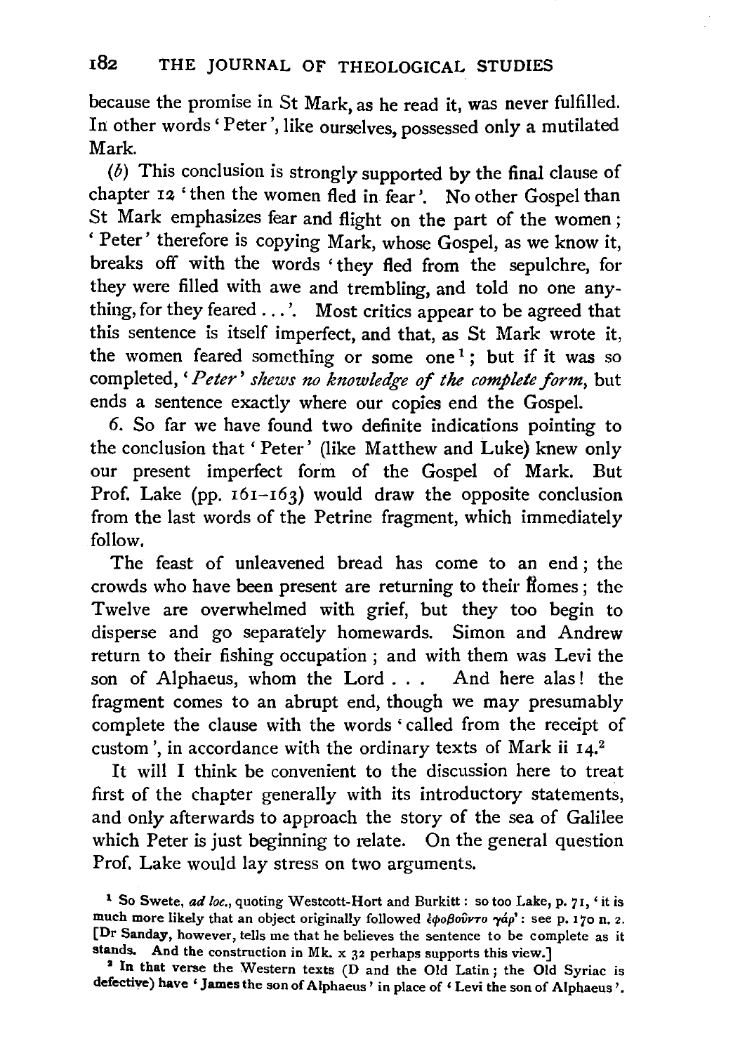because the promise in St Mark, as he read it, was never fulfilled. In other words 'Peter', like ourselves, possessed only a mutilated Mark.

(*b*) This conclusion is strongly supported by the final clause of chapter 12 'then the women fled in fear'. No other Gospel than St Mark emphasizes fear and flight on the part of the women; 'Peter' therefore is copying Mark, whose Gospel, as we know it, breaks off with the words 'they fled from the sepulchre, for they were filled with awe and trembling, and told no one anything, for they feared ...'. Most critics appear to be agreed that this sentence is itself imperfect, and that, as St Mark wrote it, the women feared something or some one[1]; but if it was so completed, *'Peter' shews no knowledge of the complete form*, but ends a sentence exactly where our copies end the Gospel.

6. So far we have found two definite indications pointing to the conclusion that 'Peter' (like Matthew and Luke) knew only our present imperfect form of the Gospel of Mark. But Prof. Lake (pp. 161–163) would draw the opposite conclusion from the last words of the Petrine fragment, which immediately follow.

The feast of unleavened bread has come to an end; the crowds who have been present are returning to their homes; the Twelve are overwhelmed with grief, but they too begin to disperse and go separately homewards. Simon and Andrew return to their fishing occupation; and with them was Levi the son of Alphaeus, whom the Lord . . . And here alas! the fragment comes to an abrupt end, though we may presumably complete the clause with the words 'called from the receipt of custom', in accordance with the ordinary texts of Mark ii 14.[2]

It will I think be convenient to the discussion here to treat first of the chapter generally with its introductory statements, and only afterwards to approach the story of the sea of Galilee which Peter is just beginning to relate. On the general question Prof. Lake would lay stress on two arguments.

[1] So Swete, *ad loc.*, quoting Westcott-Hort and Burkitt: so too Lake, p. 71, 'it is much more likely that an object originally followed ἐφοβοῦντο γάρ': see p. 170 n. 2. [Dr Sanday, however, tells me that he believes the sentence to be complete as it stands. And the construction in Mk. x 32 perhaps supports this view.]

[2] In that verse the Western texts (D and the Old Latin; the Old Syriac is defective) have 'James the son of Alphaeus' in place of 'Levi the son of Alphaeus'.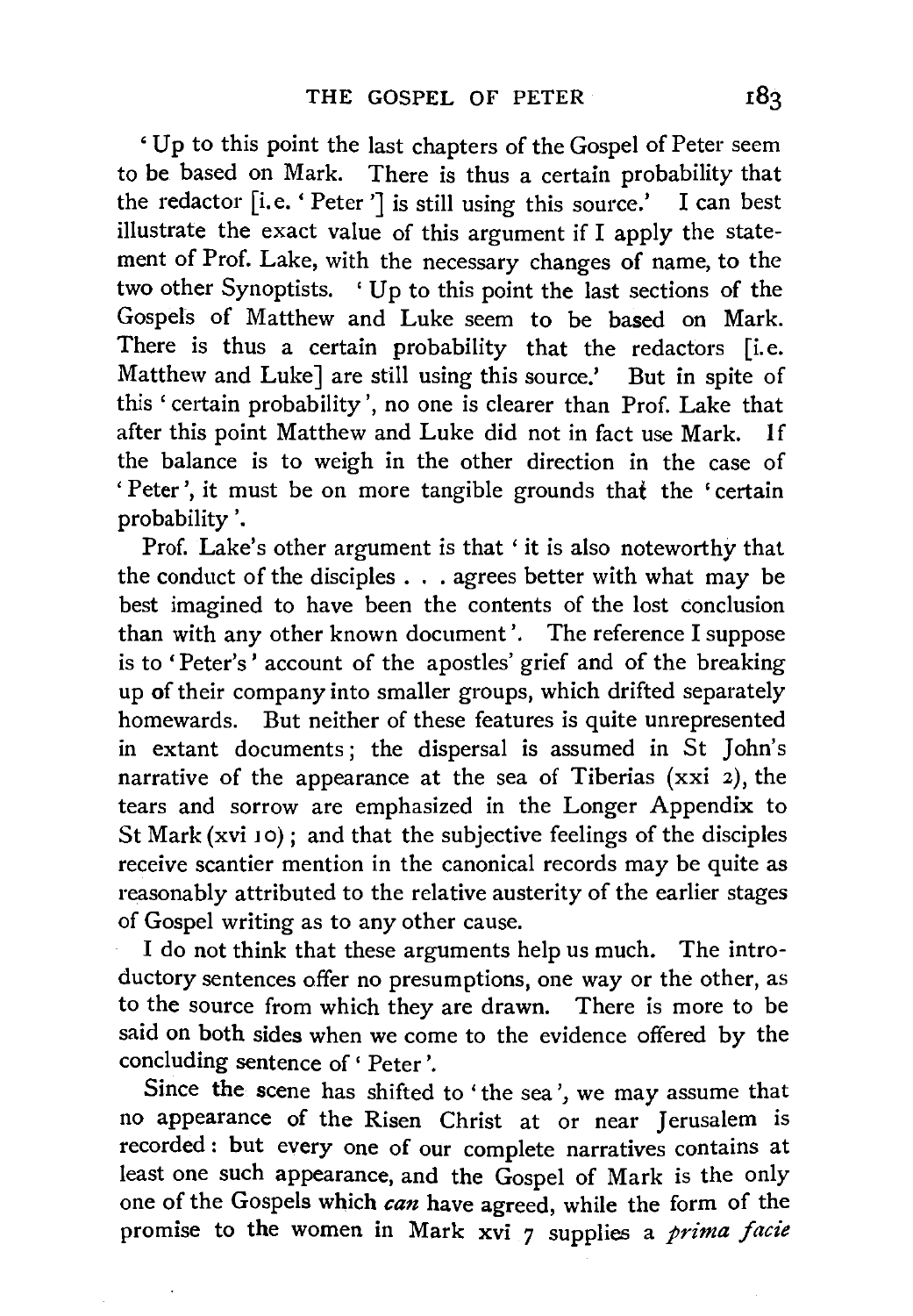'Up to this point the last chapters of the Gospel of Peter seem to be based on Mark. There is thus a certain probability that the redactor [i.e. 'Peter'] is still using this source.' I can best illustrate the exact value of this argument if I apply the statement of Prof. Lake, with the necessary changes of name, to the two other Synoptists. 'Up to this point the last sections of the Gospels of Matthew and Luke seem to be based on Mark. There is thus a certain probability that the redactors [i.e. Matthew and Luke] are still using this source.' But in spite of this 'certain probability', no one is clearer than Prof. Lake that after this point Matthew and Luke did not in fact use Mark. If the balance is to weigh in the other direction in the case of 'Peter', it must be on more tangible grounds that the 'certain probability'.

Prof. Lake's other argument is that 'it is also noteworthy that the conduct of the disciples . . . agrees better with what may be best imagined to have been the contents of the lost conclusion than with any other known document'. The reference I suppose is to 'Peter's' account of the apostles' grief and of the breaking up of their company into smaller groups, which drifted separately homewards. But neither of these features is quite unrepresented in extant documents; the dispersal is assumed in St John's narrative of the appearance at the sea of Tiberias (xxi 2), the tears and sorrow are emphasized in the Longer Appendix to St Mark (xvi 10); and that the subjective feelings of the disciples receive scantier mention in the canonical records may be quite as reasonably attributed to the relative austerity of the earlier stages of Gospel writing as to any other cause.

I do not think that these arguments help us much. The introductory sentences offer no presumptions, one way or the other, as to the source from which they are drawn. There is more to be said on both sides when we come to the evidence offered by the concluding sentence of 'Peter'.

Since the scene has shifted to 'the sea', we may assume that no appearance of the Risen Christ at or near Jerusalem is recorded: but every one of our complete narratives contains at least one such appearance, and the Gospel of Mark is the only one of the Gospels which *can* have agreed, while the form of the promise to the women in Mark xvi 7 supplies a *prima facie*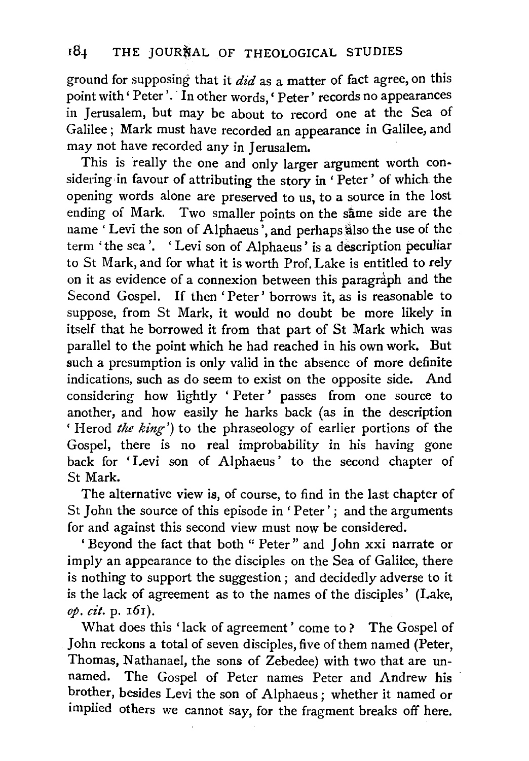ground for supposing that it *did* as a matter of fact agree, on this point with 'Peter'. In other words, 'Peter' records no appearances in Jerusalem, but may be about to record one at the Sea of Galilee; Mark must have recorded an appearance in Galilee, and may not have recorded any in Jerusalem.

This is really the one and only larger argument worth considering in favour of attributing the story in 'Peter' of which the opening words alone are preserved to us, to a source in the lost ending of Mark. Two smaller points on the same side are the name 'Levi the son of Alphaeus', and perhaps also the use of the term 'the sea'. 'Levi son of Alphaeus' is a description peculiar to St Mark, and for what it is worth Prof. Lake is entitled to rely on it as evidence of a connexion between this paragraph and the Second Gospel. If then 'Peter' borrows it, as is reasonable to suppose, from St Mark, it would no doubt be more likely in itself that he borrowed it from that part of St Mark which was parallel to the point which he had reached in his own work. But such a presumption is only valid in the absence of more definite indications, such as do seem to exist on the opposite side. And considering how lightly 'Peter' passes from one source to another, and how easily he harks back (as in the description 'Herod *the king*') to the phraseology of earlier portions of the Gospel, there is no real improbability in his having gone back for 'Levi son of Alphaeus' to the second chapter of St Mark.

The alternative view is, of course, to find in the last chapter of St John the source of this episode in 'Peter'; and the arguments for and against this second view must now be considered.

'Beyond the fact that both "Peter" and John xxi narrate or imply an appearance to the disciples on the Sea of Galilee, there is nothing to support the suggestion; and decidedly adverse to it is the lack of agreement as to the names of the disciples' (Lake, *op. cit.* p. 161).

What does this 'lack of agreement' come to? The Gospel of John reckons a total of seven disciples, five of them named (Peter, Thomas, Nathanael, the sons of Zebedee) with two that are unnamed. The Gospel of Peter names Peter and Andrew his brother, besides Levi the son of Alphaeus; whether it named or implied others we cannot say, for the fragment breaks off here.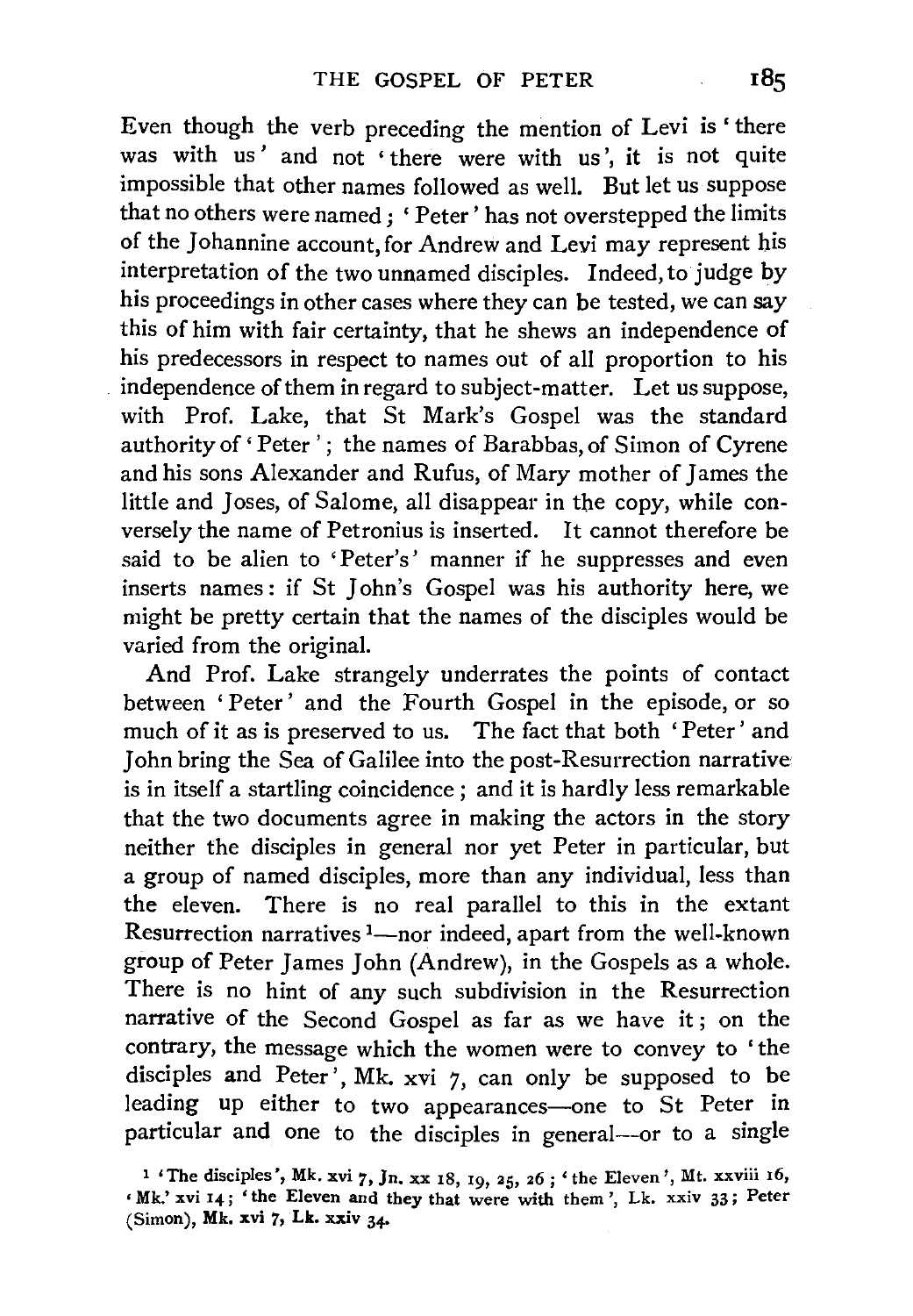Even though the verb preceding the mention of Levi is 'there was with us' and not 'there were with us', it is not quite impossible that other names followed as well. But let us suppose that no others were named; 'Peter' has not overstepped the limits of the Johannine account, for Andrew and Levi may represent his interpretation of the two unnamed disciples. Indeed, to judge by his proceedings in other cases where they can be tested, we can say this of him with fair certainty, that he shews an independence of his predecessors in respect to names out of all proportion to his independence of them in regard to subject-matter. Let us suppose, with Prof. Lake, that St Mark's Gospel was the standard authority of 'Peter'; the names of Barabbas, of Simon of Cyrene and his sons Alexander and Rufus, of Mary mother of James the little and Joses, of Salome, all disappear in the copy, while conversely the name of Petronius is inserted. It cannot therefore be said to be alien to 'Peter's' manner if he suppresses and even inserts names: if St John's Gospel was his authority here, we might be pretty certain that the names of the disciples would be varied from the original.

And Prof. Lake strangely underrates the points of contact between 'Peter' and the Fourth Gospel in the episode, or so much of it as is preserved to us. The fact that both 'Peter' and John bring the Sea of Galilee into the post-Resurrection narrative is in itself a startling coincidence; and it is hardly less remarkable that the two documents agree in making the actors in the story neither the disciples in general nor yet Peter in particular, but a group of named disciples, more than any individual, less than the eleven. There is no real parallel to this in the extant Resurrection narratives [1]—nor indeed, apart from the well-known group of Peter James John (Andrew), in the Gospels as a whole. There is no hint of any such subdivision in the Resurrection narrative of the Second Gospel as far as we have it; on the contrary, the message which the women were to convey to 'the disciples and Peter', Mk. xvi 7, can only be supposed to be leading up either to two appearances—one to St Peter in particular and one to the disciples in general—or to a single

[1] 'The disciples', Mk. xvi 7, Jn. xx 18, 19, 25, 26; 'the Eleven', Mt. xxviii 16, 'Mk.' xvi 14; 'the Eleven and they that were with them', Lk. xxiv 33; Peter (Simon), Mk. xvi 7, Lk. xxiv 34.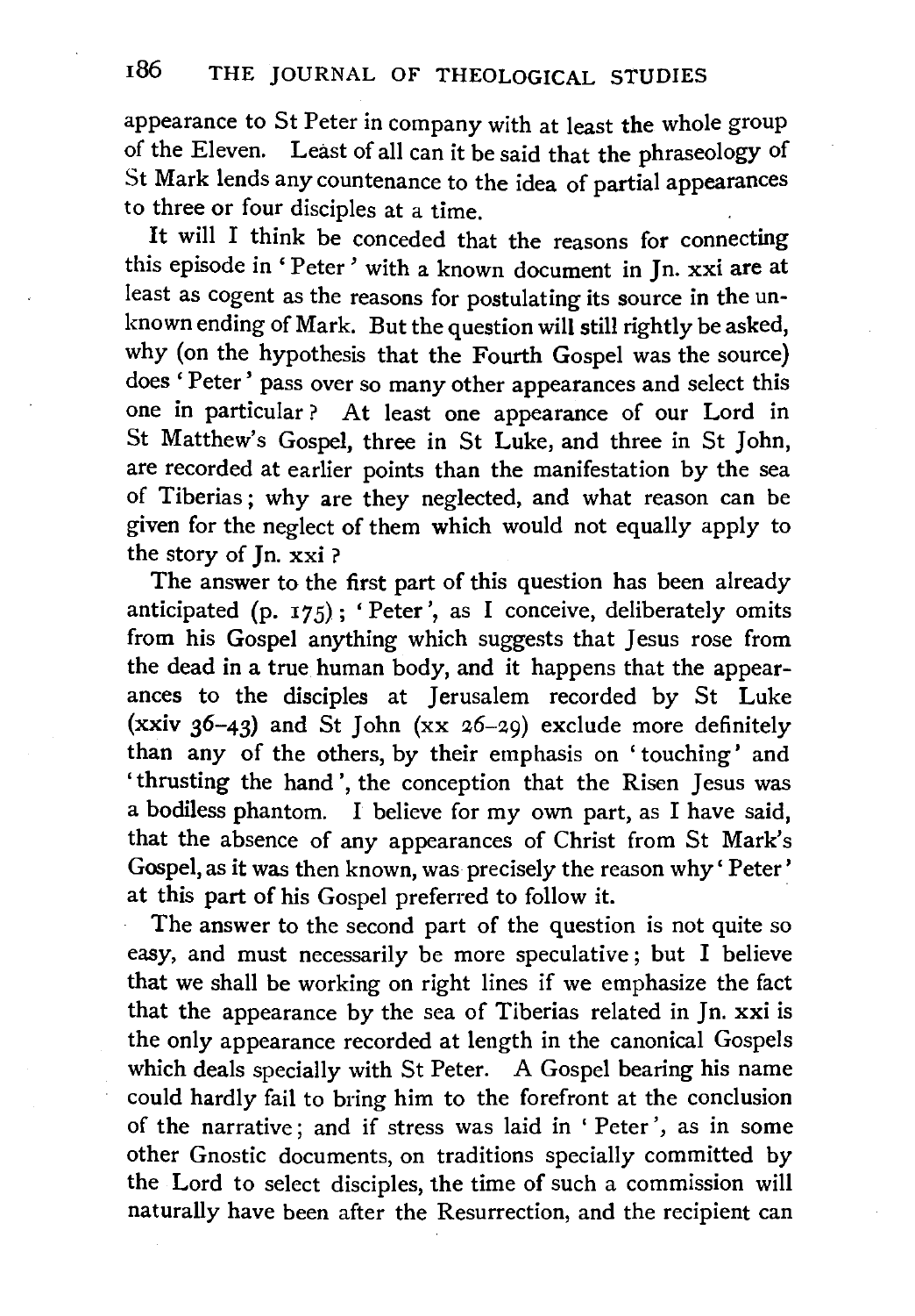appearance to St Peter in company with at least the whole group of the Eleven. Least of all can it be said that the phraseology of St Mark lends any countenance to the idea of partial appearances to three or four disciples at a time.

It will I think be conceded that the reasons for connecting this episode in 'Peter' with a known document in Jn. xxi are at least as cogent as the reasons for postulating its source in the unknown ending of Mark. But the question will still rightly be asked, why (on the hypothesis that the Fourth Gospel was the source) does 'Peter' pass over so many other appearances and select this one in particular? At least one appearance of our Lord in St Matthew's Gospel, three in St Luke, and three in St John, are recorded at earlier points than the manifestation by the sea of Tiberias; why are they neglected, and what reason can be given for the neglect of them which would not equally apply to the story of Jn. xxi?

The answer to the first part of this question has been already anticipated (p. 175); 'Peter', as I conceive, deliberately omits from his Gospel anything which suggests that Jesus rose from the dead in a true human body, and it happens that the appearances to the disciples at Jerusalem recorded by St Luke (xxiv 36–43) and St John (xx 26–29) exclude more definitely than any of the others, by their emphasis on 'touching' and 'thrusting the hand', the conception that the Risen Jesus was a bodiless phantom. I believe for my own part, as I have said, that the absence of any appearances of Christ from St Mark's Gospel, as it was then known, was precisely the reason why 'Peter' at this part of his Gospel preferred to follow it.

The answer to the second part of the question is not quite so easy, and must necessarily be more speculative; but I believe that we shall be working on right lines if we emphasize the fact that the appearance by the sea of Tiberias related in Jn. xxi is the only appearance recorded at length in the canonical Gospels which deals specially with St Peter. A Gospel bearing his name could hardly fail to bring him to the forefront at the conclusion of the narrative; and if stress was laid in 'Peter', as in some other Gnostic documents, on traditions specially committed by the Lord to select disciples, the time of such a commission will naturally have been after the Resurrection, and the recipient can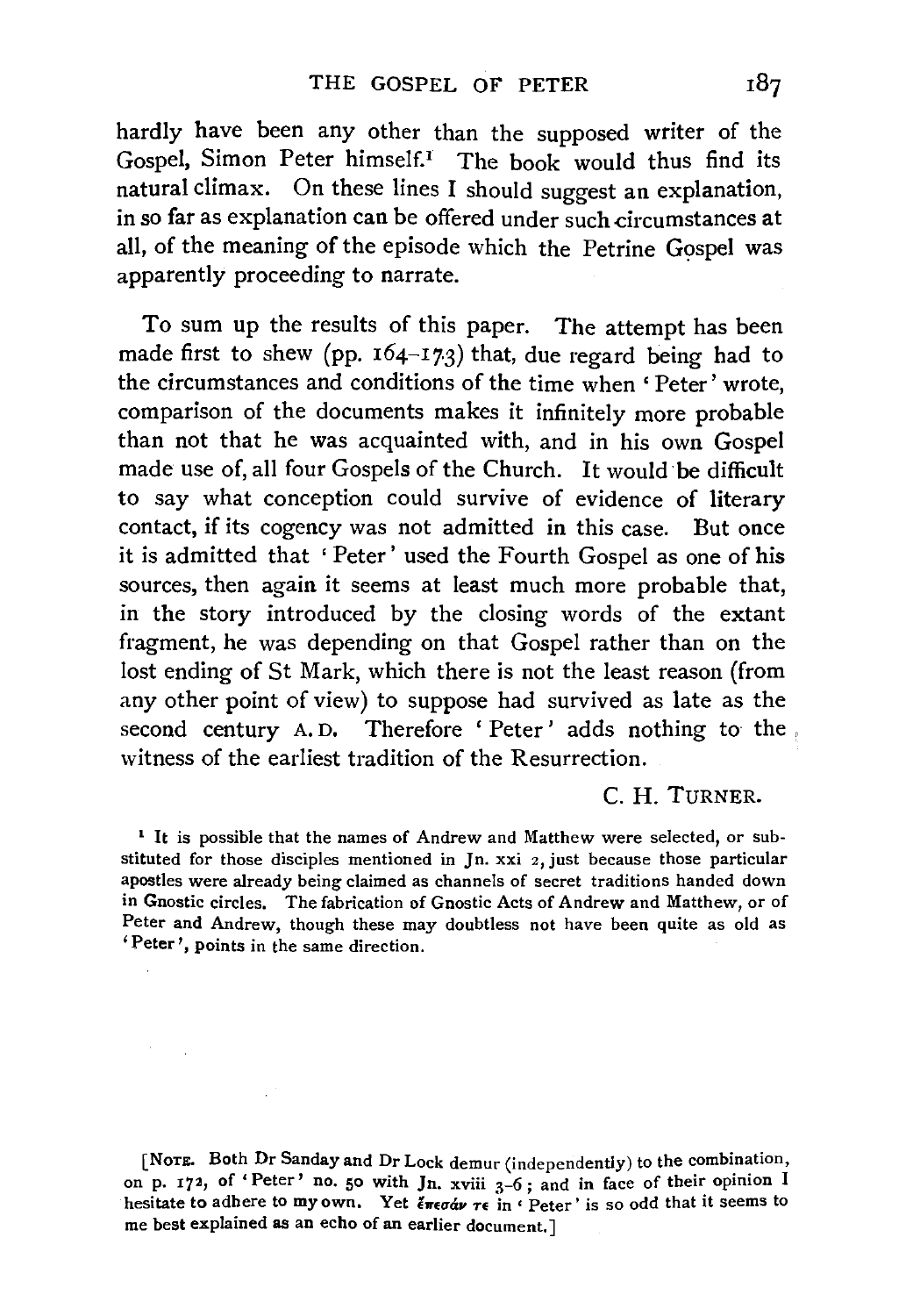hardly have been any other than the supposed writer of the Gospel, Simon Peter himself.[1] The book would thus find its natural climax. On these lines I should suggest an explanation, in so far as explanation can be offered under such circumstances at all, of the meaning of the episode which the Petrine Gospel was apparently proceeding to narrate.

To sum up the results of this paper. The attempt has been made first to shew (pp. 164–173) that, due regard being had to the circumstances and conditions of the time when 'Peter' wrote, comparison of the documents makes it infinitely more probable than not that he was acquainted with, and in his own Gospel made use of, all four Gospels of the Church. It would be difficult to say what conception could survive of evidence of literary contact, if its cogency was not admitted in this case. But once it is admitted that 'Peter' used the Fourth Gospel as one of his sources, then again it seems at least much more probable that, in the story introduced by the closing words of the extant fragment, he was depending on that Gospel rather than on the lost ending of St Mark, which there is not the least reason (from any other point of view) to suppose had survived as late as the second century A.D. Therefore 'Peter' adds nothing to the witness of the earliest tradition of the Resurrection.

C. H. TURNER.

[1] It is possible that the names of Andrew and Matthew were selected, or substituted for those disciples mentioned in Jn. xxi 2, just because those particular apostles were already being claimed as channels of secret traditions handed down in Gnostic circles. The fabrication of Gnostic Acts of Andrew and Matthew, or of Peter and Andrew, though these may doubtless not have been quite as old as 'Peter', points in the same direction.

[NOTE. Both Dr Sanday and Dr Lock demur (independently) to the combination, on p. 172, of 'Peter' no. 50 with Jn. xviii 3–6; and in face of their opinion I hesitate to adhere to my own. Yet ἐπεσάν τε in 'Peter' is so odd that it seems to me best explained as an echo of an earlier document.]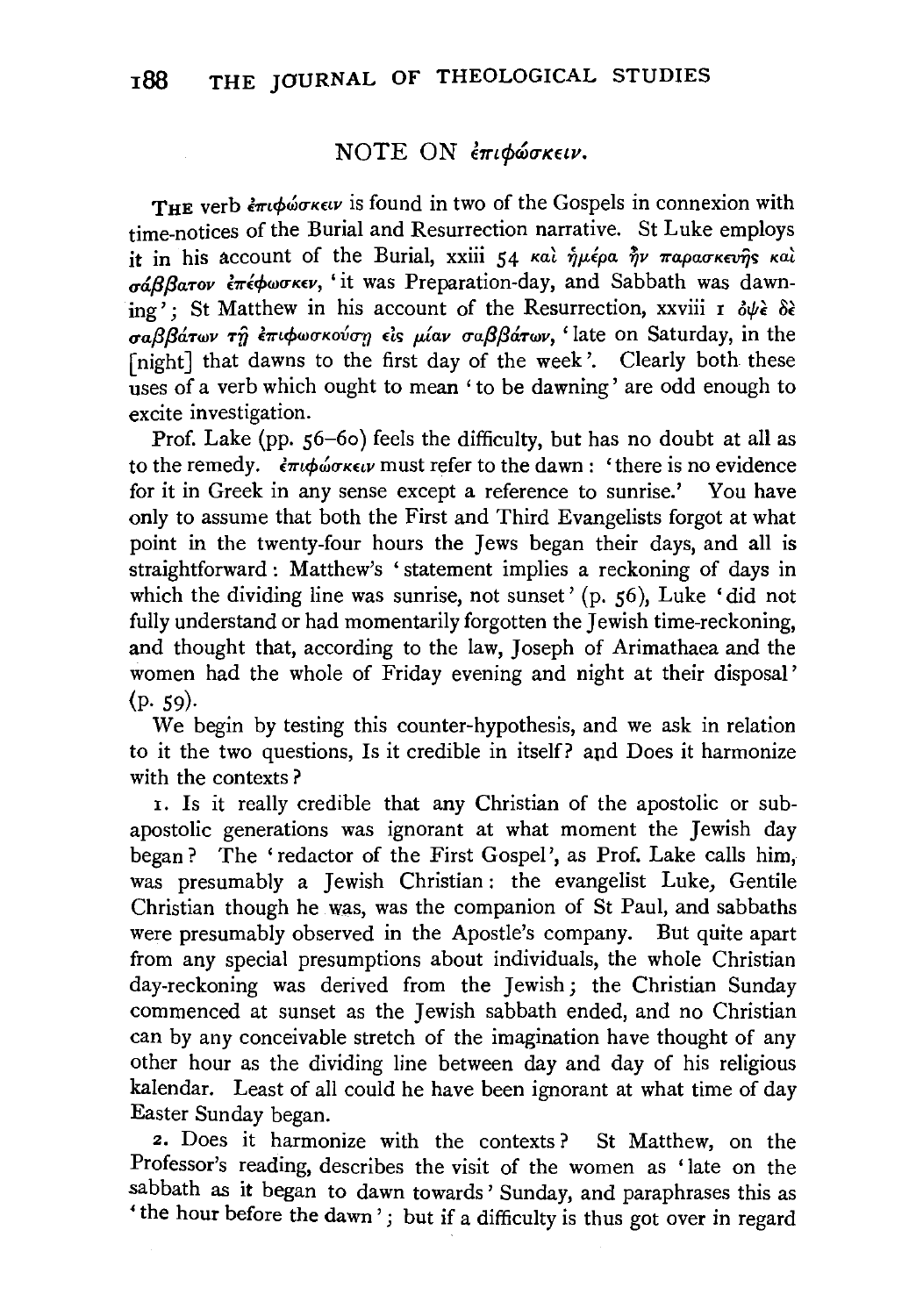## NOTE ON ἐπιφώσκειν.

THE verb ἐπιφώσκειν is found in two of the Gospels in connexion with time-notices of the Burial and Resurrection narrative. St Luke employs it in his account of the Burial, xxiii 54 καὶ ἡμέρα ἦν παρασκευῆς καὶ σάββατον ἐπέφωσκεν, 'it was Preparation-day, and Sabbath was dawning'; St Matthew in his account of the Resurrection, xxviii 1 ὀψὲ δὲ σαββάτων τῇ ἐπιφωσκούσῃ εἰς μίαν σαββάτων, 'late on Saturday, in the [night] that dawns to the first day of the week'. Clearly both these uses of a verb which ought to mean 'to be dawning' are odd enough to excite investigation.

Prof. Lake (pp. 56–60) feels the difficulty, but has no doubt at all as to the remedy. ἐπιφώσκειν must refer to the dawn: 'there is no evidence for it in Greek in any sense except a reference to sunrise.' You have only to assume that both the First and Third Evangelists forgot at what point in the twenty-four hours the Jews began their days, and all is straightforward: Matthew's 'statement implies a reckoning of days in which the dividing line was sunrise, not sunset' (p. 56), Luke 'did not fully understand or had momentarily forgotten the Jewish time-reckoning, and thought that, according to the law, Joseph of Arimathaea and the women had the whole of Friday evening and night at their disposal' (p. 59).

We begin by testing this counter-hypothesis, and we ask in relation to it the two questions, Is it credible in itself? and Does it harmonize with the contexts?

1. Is it really credible that any Christian of the apostolic or sub-apostolic generations was ignorant at what moment the Jewish day began? The 'redactor of the First Gospel', as Prof. Lake calls him, was presumably a Jewish Christian: the evangelist Luke, Gentile Christian though he was, was the companion of St Paul, and sabbaths were presumably observed in the Apostle's company. But quite apart from any special presumptions about individuals, the whole Christian day-reckoning was derived from the Jewish; the Christian Sunday commenced at sunset as the Jewish sabbath ended, and no Christian can by any conceivable stretch of the imagination have thought of any other hour as the dividing line between day and day of his religious kalendar. Least of all could he have been ignorant at what time of day Easter Sunday began.

2. Does it harmonize with the contexts? St Matthew, on the Professor's reading, describes the visit of the women as 'late on the sabbath as it began to dawn towards' Sunday, and paraphrases this as 'the hour before the dawn'; but if a difficulty is thus got over in regard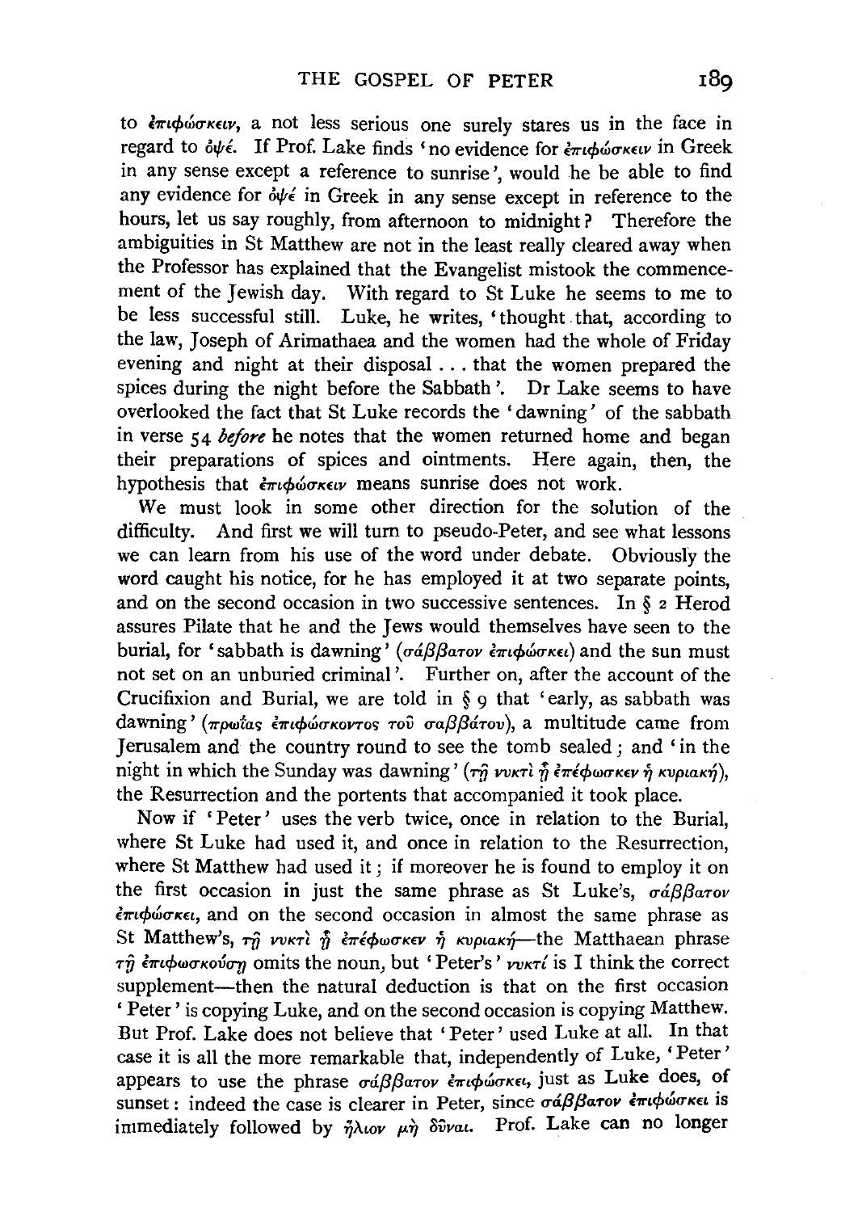to ἐπιφώσκειν, a not less serious one surely stares us in the face in regard to ὀψέ. If Prof. Lake finds 'no evidence for ἐπιφώσκειν in Greek in any sense except a reference to sunrise', would he be able to find any evidence for ὀψέ in Greek in any sense except in reference to the hours, let us say roughly, from afternoon to midnight? Therefore the ambiguities in St Matthew are not in the least really cleared away when the Professor has explained that the Evangelist mistook the commencement of the Jewish day. With regard to St Luke he seems to me to be less successful still. Luke, he writes, 'thought that, according to the law, Joseph of Arimathaea and the women had the whole of Friday evening and night at their disposal . . . that the women prepared the spices during the night before the Sabbath'. Dr Lake seems to have overlooked the fact that St Luke records the 'dawning' of the sabbath in verse 54 *before* he notes that the women returned home and began their preparations of spices and ointments. Here again, then, the hypothesis that ἐπιφώσκειν means sunrise does not work.

We must look in some other direction for the solution of the difficulty. And first we will turn to pseudo-Peter, and see what lessons we can learn from his use of the word under debate. Obviously the word caught his notice, for he has employed it at two separate points, and on the second occasion in two successive sentences. In § 2 Herod assures Pilate that he and the Jews would themselves have seen to the burial, for 'sabbath is dawning' (σάββατον ἐπιφώσκει) and the sun must not set on an unburied criminal'. Further on, after the account of the Crucifixion and Burial, we are told in § 9 that 'early, as sabbath was dawning' (πρωίας ἐπιφώσκοντος τοῦ σαββάτου), a multitude came from Jerusalem and the country round to see the tomb sealed; and 'in the night in which the Sunday was dawning' (τῇ νυκτὶ ᾗ ἐπέφωσκεν ἡ κυριακή), the Resurrection and the portents that accompanied it took place.

Now if 'Peter' uses the verb twice, once in relation to the Burial, where St Luke had used it, and once in relation to the Resurrection, where St Matthew had used it; if moreover he is found to employ it on the first occasion in just the same phrase as St Luke's, σάββατον ἐπιφώσκει, and on the second occasion in almost the same phrase as St Matthew's, τῇ νυκτὶ ᾗ ἐπέφωσκεν ἡ κυριακή—the Matthaean phrase τῇ ἐπιφωσκούσῃ omits the noun, but 'Peter's' νυκτί is I think the correct supplement—then the natural deduction is that on the first occasion 'Peter' is copying Luke, and on the second occasion is copying Matthew. But Prof. Lake does not believe that 'Peter' used Luke at all. In that case it is all the more remarkable that, independently of Luke, 'Peter' appears to use the phrase σάββατον ἐπιφώσκει, just as Luke does, of sunset: indeed the case is clearer in Peter, since σάββατον ἐπιφώσκει is immediately followed by ἥλιον μὴ δῦναι. Prof. Lake can no longer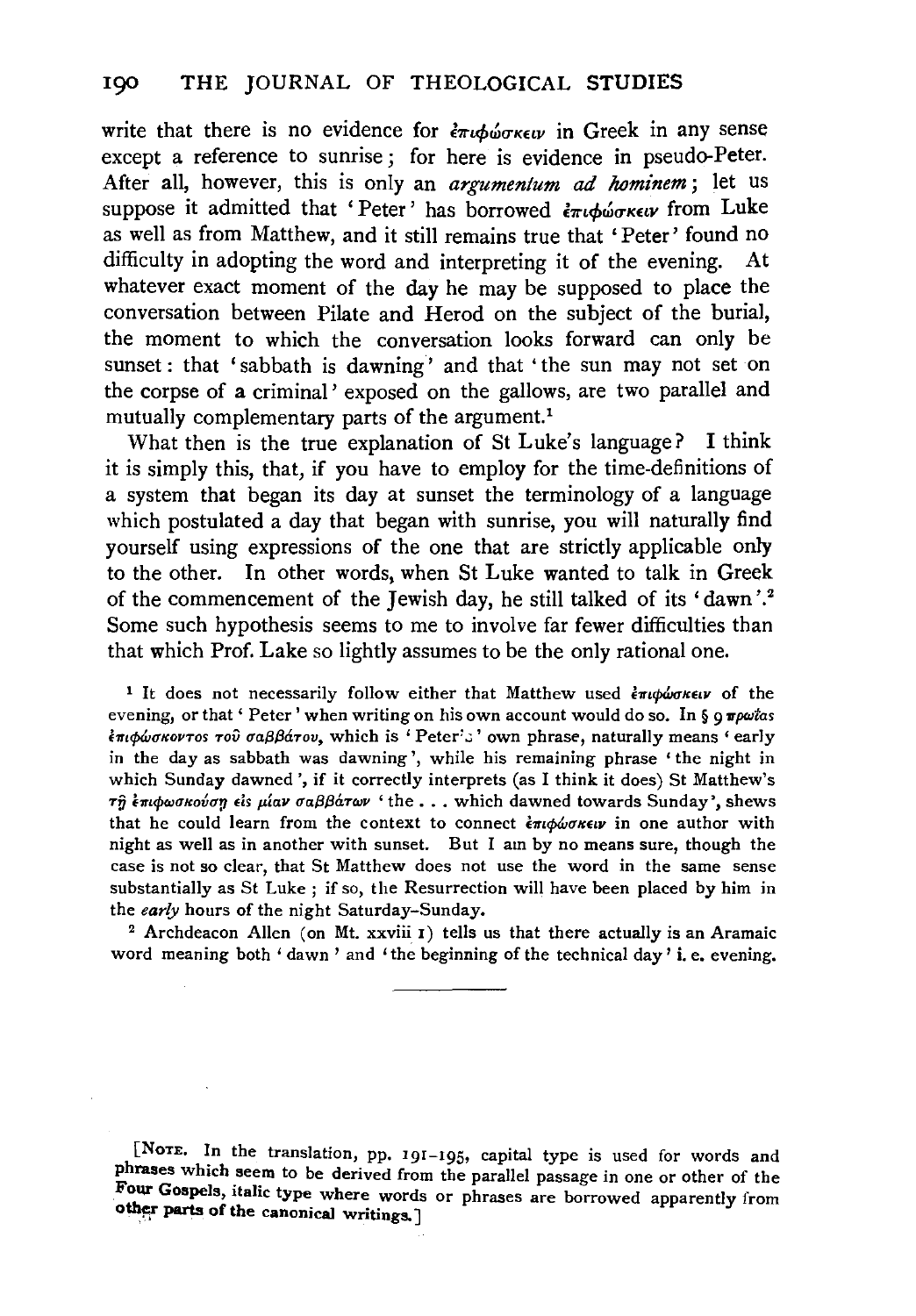write that there is no evidence for ἐπιφώσκειν in Greek in any sense except a reference to sunrise; for here is evidence in pseudo-Peter. After all, however, this is only an *argumentum ad hominem*; let us suppose it admitted that 'Peter' has borrowed ἐπιφώσκειν from Luke as well as from Matthew, and it still remains true that 'Peter' found no difficulty in adopting the word and interpreting it of the evening. At whatever exact moment of the day he may be supposed to place the conversation between Pilate and Herod on the subject of the burial, the moment to which the conversation looks forward can only be sunset: that 'sabbath is dawning' and that 'the sun may not set on the corpse of a criminal' exposed on the gallows, are two parallel and mutually complementary parts of the argument.[1]

What then is the true explanation of St Luke's language? I think it is simply this, that, if you have to employ for the time-definitions of a system that began its day at sunset the terminology of a language which postulated a day that began with sunrise, you will naturally find yourself using expressions of the one that are strictly applicable only to the other. In other words, when St Luke wanted to talk in Greek of the commencement of the Jewish day, he still talked of its 'dawn'.[2] Some such hypothesis seems to me to involve far fewer difficulties than that which Prof. Lake so lightly assumes to be the only rational one.

[1] It does not necessarily follow either that Matthew used ἐπιφώσκειν of the evening, or that 'Peter' when writing on his own account would do so. In § 9 πρωΐας ἐπιφώσκοντος τοῦ σαββάτου, which is 'Peter's' own phrase, naturally means 'early in the day as sabbath was dawning', while his remaining phrase 'the night in which Sunday dawned', if it correctly interprets (as I think it does) St Matthew's τῇ ἐπιφωσκούσῃ εἰς μίαν σαββάτων 'the . . . which dawned towards Sunday', shews that he could learn from the context to connect ἐπιφώσκειν in one author with night as well as in another with sunset. But I am by no means sure, though the case is not so clear, that St Matthew does not use the word in the same sense substantially as St Luke; if so, the Resurrection will have been placed by him in the *early* hours of the night Saturday–Sunday.

[2] Archdeacon Allen (on Mt. xxviii 1) tells us that there actually is an Aramaic word meaning both 'dawn' and 'the beginning of the technical day' i. e. evening.

[NOTE. In the translation, pp. 191–195, capital type is used for words and phrases which seem to be derived from the parallel passage in one or other of the Four Gospels, italic type where words or phrases are borrowed apparently from other parts of the canonical writings.]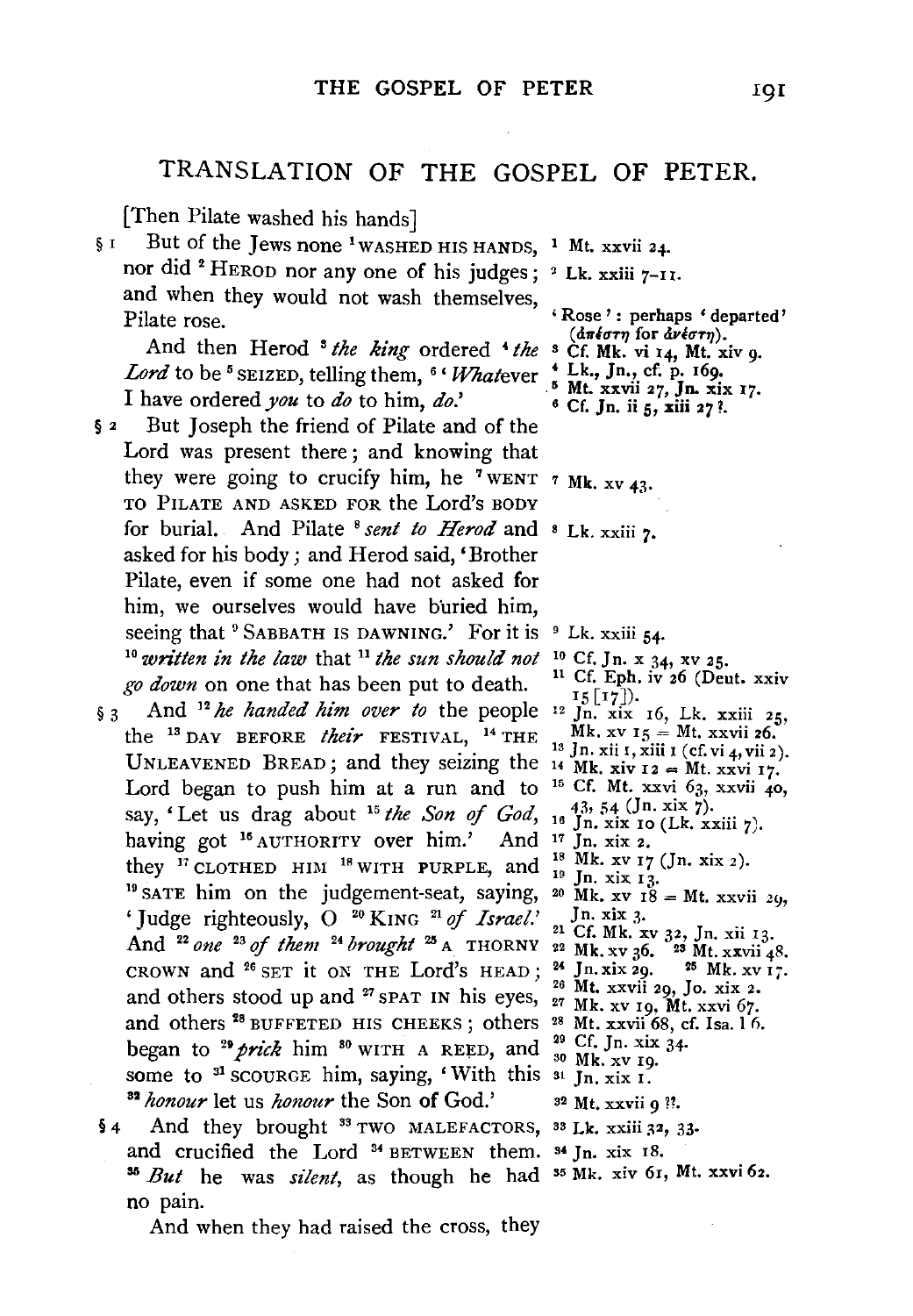## TRANSLATION OF THE GOSPEL OF PETER.

[Then Pilate washed his hands]

§ 1 But of the Jews none [1] WASHED HIS HANDS, nor did [2] HEROD nor any one of his judges; and when they would not wash themselves, Pilate rose.

And then Herod [3] *the king* ordered [4] *the Lord* to be [5] SEIZED, telling them, [6] '*What*ever I have ordered *you* to *do* to him, *do*.'

§ 2 But Joseph the friend of Pilate and of the Lord was present there; and knowing that they were going to crucify him, he [7] WENT TO PILATE AND ASKED FOR the Lord's BODY for burial. And Pilate [8] *sent to Herod* and asked for his body; and Herod said, 'Brother Pilate, even if some one had not asked for him, we ourselves would have buried him, seeing that [9] SABBATH IS DAWNING.' For it is [10] *written in the law* that [11] *the sun should not go down* on one that has been put to death.

§ 3 And [12] *he handed him over to* the people the [13] DAY BEFORE *their* FESTIVAL, [14] THE UNLEAVENED BREAD; and they seizing the Lord began to push him at a run and to say, 'Let us drag about [15] *the Son of God*, having got [16] AUTHORITY over him.' And they [17] CLOTHED HIM [18] WITH PURPLE, and [19] SATE him on the judgement-seat, saying, 'Judge righteously, O [20] KING [21] *of Israel*.' And [22] *one* [23] *of them* [24] *brought* [25] A THORNY CROWN and [26] SET it ON THE Lord's HEAD; and others stood up and [27] SPAT IN his eyes, and others [28] BUFFETED HIS CHEEKS; others began to [29] *prick* him [30] WITH A REED, and some to [31] SCOURGE him, saying, 'With this [32] *honour* let us *honour* the Son of God.'

§ 4 And they brought [33] TWO MALEFACTORS, and crucified the Lord [34] BETWEEN them. [35] *But* he was *silent*, as though he had no pain.

And when they had raised the cross, they

---

[1] Mt. xxvii 24.

[2] Lk. xxiii 7–11.

'Rose': perhaps 'departed' (ἀπέστη for ἀνέστη).

[3] Cf. Mk. vi 14, Mt. xiv 9.

[4] Lk., Jn., cf. p. 169.

[5] Mt. xxvii 27, Jn. xix 17.

[6] Cf. Jn. ii 5, xiii 27?.

[7] Mk. xv 43.

[8] Lk. xxiii 7.

[9] Lk. xxiii 54.

[10] Cf. Jn. x 34, xv 25.

[11] Cf. Eph. iv 26 (Deut. xxiv 15 [17]).

[12] Jn. xix 16, Lk. xxiii 25, Mk. xv 15 = Mt. xxvii 26.

[13] Jn. xii 1, xiii 1 (cf. vi 4, vii 2).

[14] Mk. xiv 12 = Mt. xxvi 17.

[15] Cf. Mt. xxvi 63, xxvii 40, 43, 54 (Jn. xix 7).

[16] Jn. xix 10 (Lk. xxiii 7).

[17] Jn. xix 2.

[18] Mk. xv 17 (Jn. xix 2).

[19] Jn. xix 13.

[20] Mk. xv 18 = Mt. xxvii 29, Jn. xix 3.

[21] Cf. Mk. xv 32, Jn. xii 13.

[22] Mk. xv 36.

[23] Mt. xxvii 48.

[24] Jn. xix 29.

[25] Mk. xv 17.

[26] Mt. xxvii 29, Jo. xix 2.

[27] Mk. xv 19, Mt. xxvi 67.

[28] Mt. xxvii 68, cf. Isa. l 6.

[29] Cf. Jn. xix 34.

[30] Mk. xv 19.

[31] Jn. xix 1.

[32] Mt. xxvii 9 ?!.

[33] Lk. xxiii 32, 33.

[34] Jn. xix 18.

[35] Mk. xiv 61, Mt. xxvi 62.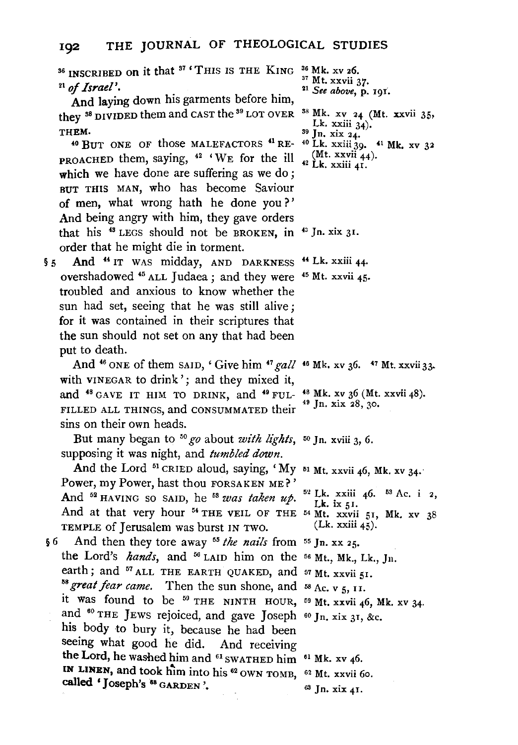[36] INSCRIBED on it that [37] 'THIS IS THE KING [21] *of Israel*'.

[36] Mk. xv 26.
[37] Mt. xxvii 37.
[21] *See above*, p. 191.

And laying down his garments before him, they [38] DIVIDED them and CAST the [39] LOT OVER THEM.

[38] Mk. xv 24 (Mt. xxvii 35, Lk. xxiii 34).
[39] Jn. xix 24.

[40] BUT ONE OF those MALEFACTORS [41] REPROACHED them, saying, [42] 'WE for the ill which we have done are suffering as we do; BUT THIS MAN, who has become Saviour of men, what wrong hath he done you?' And being angry with him, they gave orders that his [43] LEGS should not be BROKEN, in order that he might die in torment.

[40] Lk. xxiii 39. [41] Mk. xv 32 (Mt. xxvii 44).
[42] Lk. xxiii 41.
[43] Jn. xix 31.

§ 5 And [44] IT WAS midday, AND DARKNESS overshadowed [45] ALL Judaea; and they were troubled and anxious to know whether the sun had set, seeing that he was still alive; for it was contained in their scriptures that the sun should not set on any that had been put to death.

[44] Lk. xxiii 44.
[45] Mt. xxvii 45.

And [46] ONE of them SAID, 'Give him [47] *gall* with VINEGAR to drink'; and they mixed it, and [48] GAVE IT HIM TO DRINK, and [49] FULFILLED ALL THINGS, and CONSUMMATED their sins on their own heads.

[46] Mk. xv 36. [47] Mt. xxvii 33.
[48] Mk. xv 36 (Mt. xxvii 48).
[49] Jn. xix 28, 30.

But many began to [50] *go* about *with lights*, supposing it was night, and *tumbled down*.

[50] Jn. xviii 3, 6.

And the Lord [51] CRIED aloud, saying, 'My Power, my Power, hast thou FORSAKEN ME?' And [52] HAVING SO SAID, he [53] *was taken up*. And at that very hour [54] THE VEIL OF THE TEMPLE of Jerusalem was burst IN TWO.

[51] Mt. xxvii 46, Mk. xv 34.
[52] Lk. xxiii 46. [53] Ac. i 2, Lk. ix 51.
[54] Mt. xxvii 51, Mk. xv 38 (Lk. xxiii 45).

§ 6 And then they tore away [55] *the nails* from the Lord's *hands*, and [56] LAID him on the earth; and [57] ALL THE EARTH QUAKED, and [58] *great fear came*. Then the sun shone, and it was found to be [59] THE NINTH HOUR, and [60] THE JEWS rejoiced, and gave Joseph his body to bury it, because he had been seeing what good he did. And receiving the Lord, he washed him and [61] SWATHED him IN LINEN, and took him into his [62] OWN TOMB, called 'Joseph's [63] GARDEN'.

[55] Jn. xx 25.
[56] Mt., Mk., Lk., Jn.
[57] Mt. xxvii 51.
[58] Ac. v 5, 11.
[59] Mt. xxvii 46, Mk. xv 34.
[60] Jn. xix 31, &c.
[61] Mk. xv 46.
[62] Mt. xxvii 60.
[63] Jn. xix 41.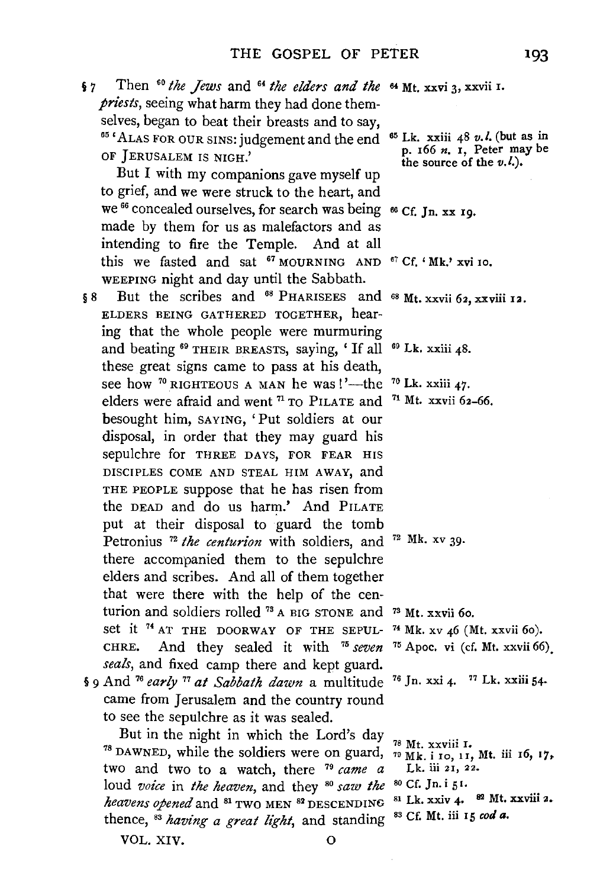§ 7 Then [60] *the Jews* and [64] *the elders and the priests*, seeing what harm they had done themselves, began to beat their breasts and to say, [65] 'ALAS FOR OUR SINS: judgement and the end OF JERUSALEM IS NIGH.'

But I with my companions gave myself up to grief, and we were struck to the heart, and we [66] concealed ourselves, for search was being made by them for us as malefactors and as intending to fire the Temple. And at all this we fasted and sat [67] MOURNING AND WEEPING night and day until the Sabbath.

§ 8 But the scribes and [68] PHARISEES and ELDERS BEING GATHERED TOGETHER, hearing that the whole people were murmuring and beating [69] THEIR BREASTS, saying, 'If all these great signs came to pass at his death, see how [70] RIGHTEOUS A MAN he was!'—the elders were afraid and went [71] TO PILATE and besought him, SAYING, 'Put soldiers at our disposal, in order that they may guard his sepulchre for THREE DAYS, FOR FEAR HIS DISCIPLES COME AND STEAL HIM AWAY, and THE PEOPLE suppose that he has risen from the DEAD and do us harm.' And PILATE put at their disposal to guard the tomb Petronius [72] *the centurion* with soldiers, and there accompanied them to the sepulchre elders and scribes. And all of them together that were there with the help of the centurion and soldiers rolled [73] A BIG STONE and set it [74] AT THE DOORWAY OF THE SEPULCHRE. And they sealed it with [75] *seven seals*, and fixed camp there and kept guard.

§ 9 And [76] *early* [77] *at Sabbath dawn* a multitude came from Jerusalem and the country round to see the sepulchre as it was sealed.

But in the night in which the Lord's day [78] DAWNED, while the soldiers were on guard, two and two to a watch, there [79] *came a* loud *voice* in *the heaven*, and they [80] *saw the heavens opened* and [81] TWO MEN [82] DESCENDING thence, [83] *having a great light*, and standing

---

[64] Mt. xxvi 3, xxvii 1.

[65] Lk. xxiii 48 *v.l.* (but as in p. 166 *n.* 1, Peter may be the source of the *v.l.*).

[66] Cf. Jn. xx 19.

[67] Cf. 'Mk.' xvi 10.

[68] Mt. xxvii 62, xxviii 12.

[69] Lk. xxiii 48.

[70] Lk. xxiii 47.

[71] Mt. xxvii 62–66.

[72] Mk. xv 39.

[73] Mt. xxvii 60.

[74] Mk. xv 46 (Mt. xxvii 60).

[75] Apoc. vi (cf. Mt. xxvii 66).

[76] Jn. xxi 4. [77] Lk. xxiii 54.

[78] Mt. xxviii 1.

[79] Mk. i 10, 11, Mt. iii 16, 17, Lk. iii 21, 22.

[80] Cf. Jn. i 51.

[81] Lk. xxiv 4. [82] Mt. xxviii 2.

[83] Cf. Mt. iii 15 *cod a*.

VOL. XIV. O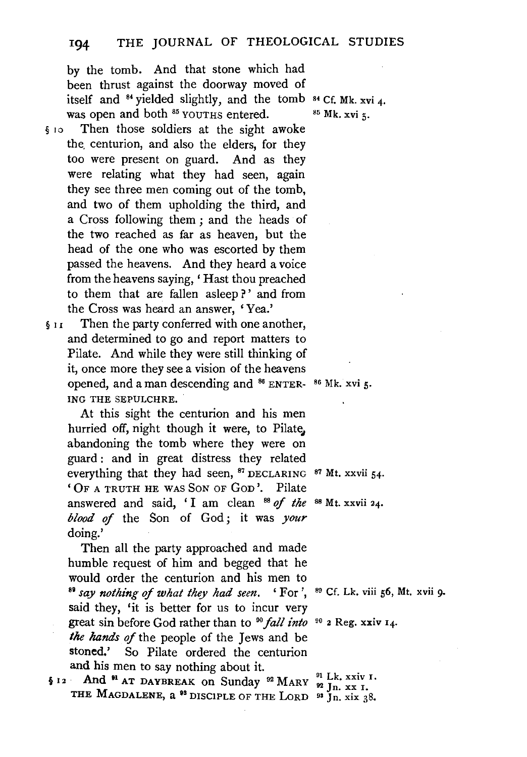by the tomb. And that stone which had been thrust against the doorway moved of itself and [84] yielded slightly, and the tomb was open and both [85] YOUTHS entered.

[84] Cf. Mk. xvi 4.
[85] Mk. xvi 5.

§ 10 Then those soldiers at the sight awoke the centurion, and also the elders, for they too were present on guard. And as they were relating what they had seen, again they see three men coming out of the tomb, and two of them upholding the third, and a Cross following them; and the heads of the two reached as far as heaven, but the head of the one who was escorted by them passed the heavens. And they heard a voice from the heavens saying, 'Hast thou preached to them that are fallen asleep?' and from the Cross was heard an answer, 'Yea.'

§ 11 Then the party conferred with one another, and determined to go and report matters to Pilate. And while they were still thinking of it, once more they see a vision of the heavens opened, and a man descending and [86] ENTERING THE SEPULCHRE.

[86] Mk. xvi 5.

At this sight the centurion and his men hurried off, night though it were, to Pilate, abandoning the tomb where they were on guard: and in great distress they related everything that they had seen, [87] DECLARING 'OF A TRUTH HE WAS SON OF GOD'. Pilate answered and said, 'I am clean [88] *of the blood of* the Son of God; it was *your* doing.'

[87] Mt. xxvii 54.
[88] Mt. xxvii 24.

Then all the party approached and made humble request of him and begged that he would order the centurion and his men to [89] *say nothing of what they had seen.* 'For', said they, 'it is better for us to incur very great sin before God rather than to [90] *fall into the hands of* the people of the Jews and be stoned.' So Pilate ordered the centurion and his men to say nothing about it.

[89] Cf. Lk. viii 56, Mt. xvii 9.
[90] 2 Reg. xxiv 14.

§ 12 And [91] AT DAYBREAK on Sunday [92] MARY THE MAGDALENE, a [93] DISCIPLE OF THE LORD

[91] Lk. xxiv 1.
[92] Jn. xx 1.
[93] Jn. xix 38.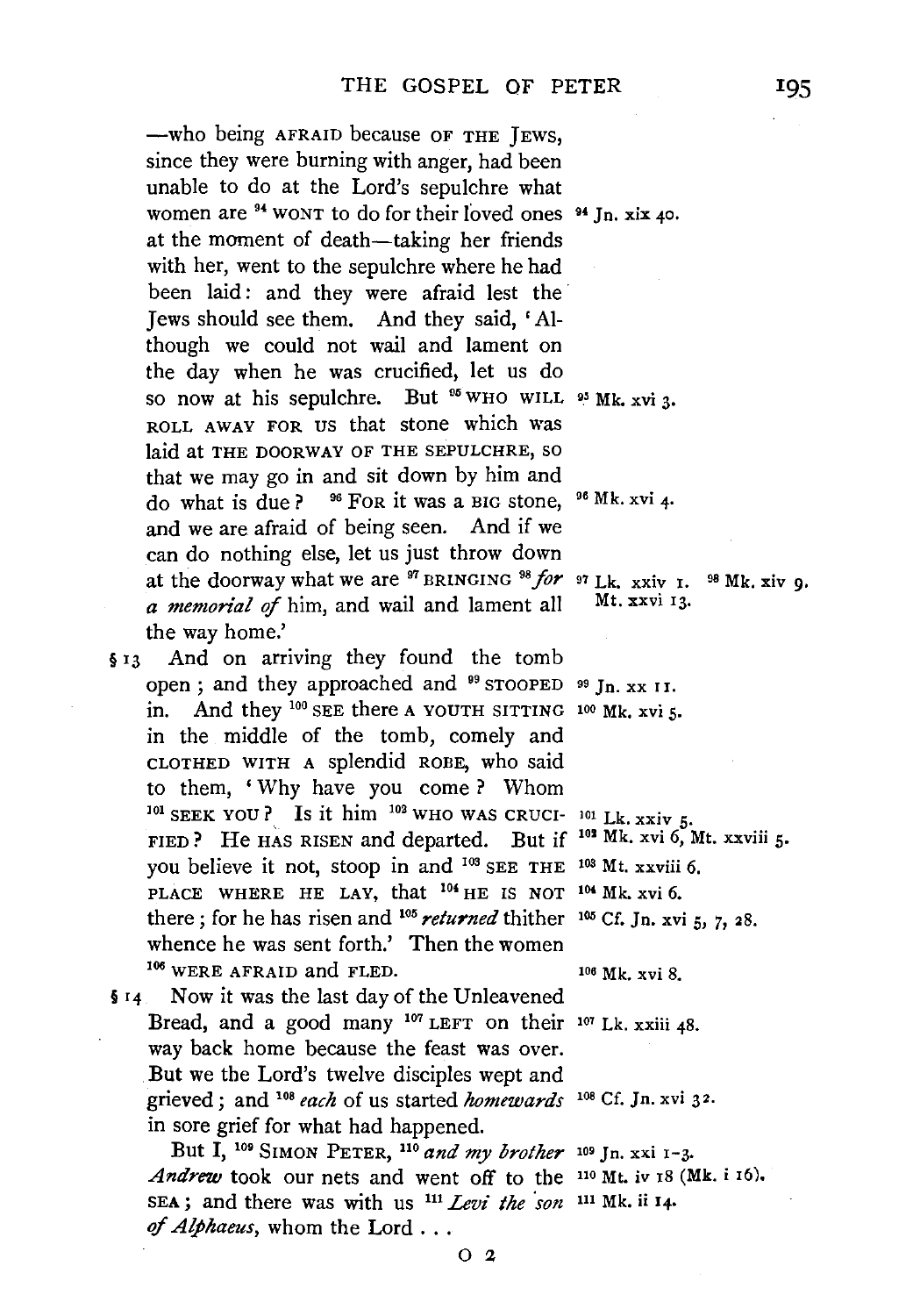—who being AFRAID because OF THE JEWS, since they were burning with anger, had been unable to do at the Lord's sepulchre what women are [94] WONT to do for their loved ones at the moment of death—taking her friends with her, went to the sepulchre where he had been laid: and they were afraid lest the Jews should see them. And they said, 'Although we could not wail and lament on the day when he was crucified, let us do so now at his sepulchre. But [95] WHO WILL ROLL AWAY FOR US that stone which was laid at THE DOORWAY OF THE SEPULCHRE, so that we may go in and sit down by him and do what is due? [96] FOR it was a BIG stone, and we are afraid of being seen. And if we can do nothing else, let us just throw down at the doorway what we are [97] BRINGING [98] *for a memorial of* him, and wail and lament all the way home.'

§ 13 And on arriving they found the tomb open; and they approached and [99] STOOPED in. And they [100] SEE there A YOUTH SITTING in the middle of the tomb, comely and CLOTHED WITH A splendid ROBE, who said to them, 'Why have you come? Whom [101] SEEK YOU? Is it him [102] WHO WAS CRUCIFIED? He HAS RISEN and departed. But if you believe it not, stoop in and [103] SEE THE PLACE WHERE HE LAY, that [104] HE IS NOT there; for he has risen and [105] *returned* thither whence he was sent forth.' Then the women [106] WERE AFRAID and FLED.

§ 14 Now it was the last day of the Unleavened Bread, and a good many [107] LEFT on their way back home because the feast was over. But we the Lord's twelve disciples wept and grieved; and [108] *each* of us started *homewards* in sore grief for what had happened.

But I, [109] SIMON PETER, [110] *and my brother Andrew* took our nets and went off to the SEA; and there was with us [111] *Levi the son of Alphaeus*, whom the Lord . . .

[94] Jn. xix 40.
[95] Mk. xvi 3.
[96] Mk. xvi 4.
[97] Lk. xxiv 1.
[98] Mk. xiv 9. Mt. xxvi 13.
[99] Jn. xx 11.
[100] Mk. xvi 5.
[101] Lk. xxiv 5.
[102] Mk. xvi 6, Mt. xxviii 5.
[103] Mt. xxviii 6.
[104] Mk. xvi 6.
[105] Cf. Jn. xvi 5, 7, 28.
[106] Mk. xvi 8.
[107] Lk. xxiii 48.
[108] Cf. Jn. xvi 32.
[109] Jn. xxi 1-3.
[110] Mt. iv 18 (Mk. i 16).
[111] Mk. ii 14.